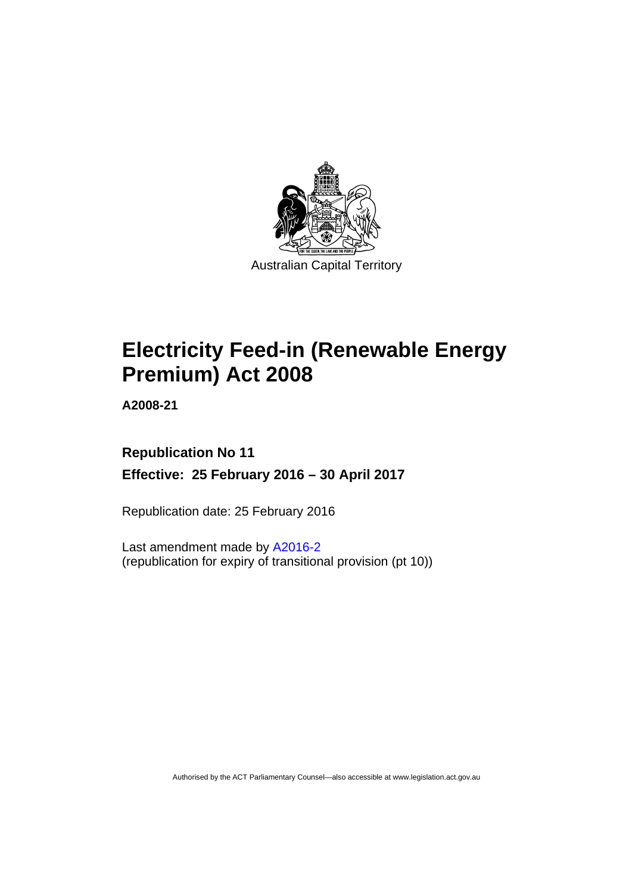Australian Capital Territory

# Electricity Feed-in (Renewable Energy Premium) Act 2008

**A2008-21**

**Republication No 11**

**Effective: 25 February 2016 – 30 April 2017**

Republication date: 25 February 2016

Last amendment made by A2016-2
(republication for expiry of transitional provision (pt 10))

Authorised by the ACT Parliamentary Counsel—also accessible at www.legislation.act.gov.au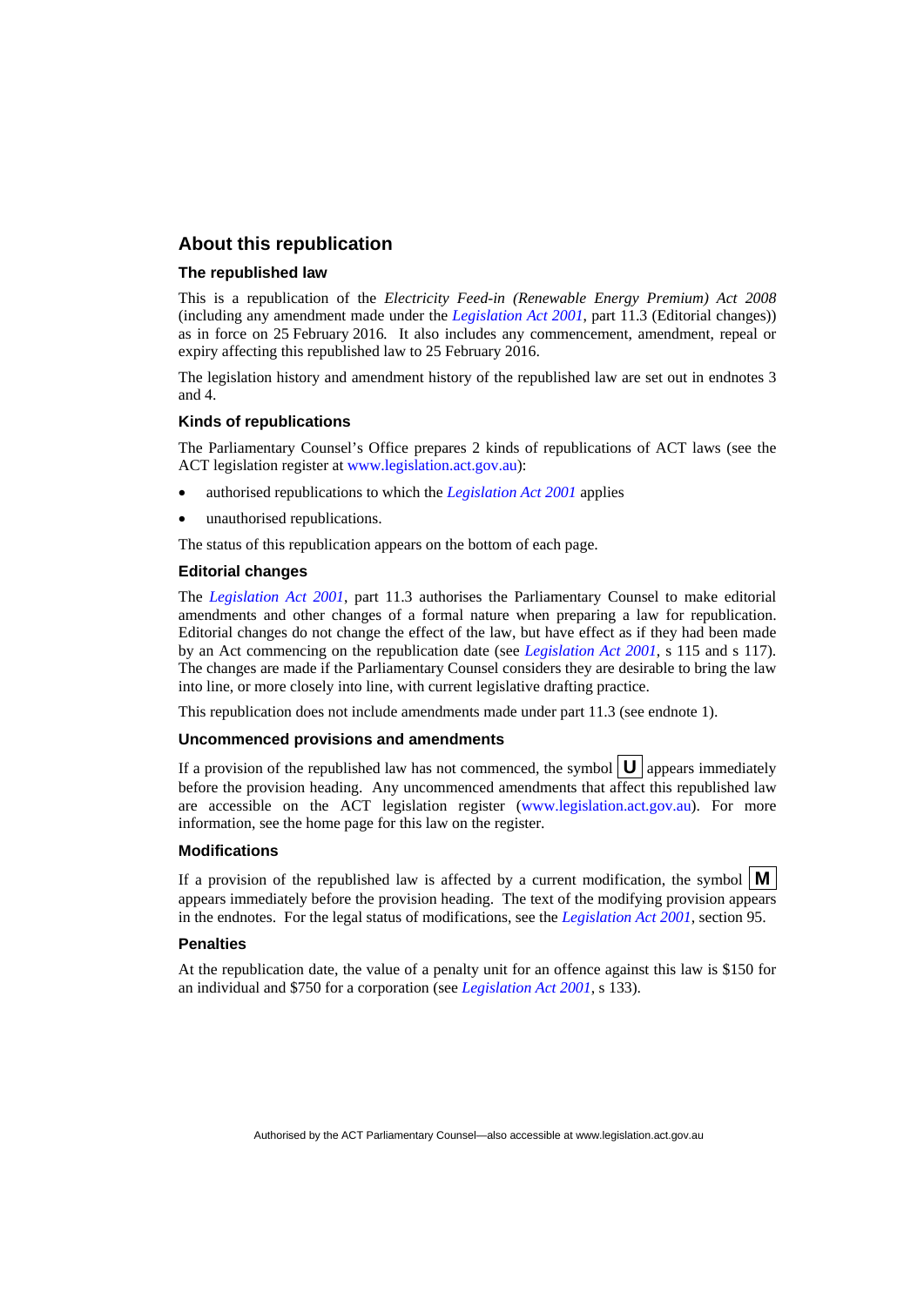## About this republication

### The republished law

This is a republication of the *Electricity Feed-in (Renewable Energy Premium) Act 2008* (including any amendment made under the *Legislation Act 2001*, part 11.3 (Editorial changes)) as in force on 25 February 2016*.* It also includes any commencement, amendment, repeal or expiry affecting this republished law to 25 February 2016.

The legislation history and amendment history of the republished law are set out in endnotes 3 and 4.

### Kinds of republications

The Parliamentary Counsel's Office prepares 2 kinds of republications of ACT laws (see the ACT legislation register at www.legislation.act.gov.au):

- authorised republications to which the *Legislation Act 2001* applies
- unauthorised republications.

The status of this republication appears on the bottom of each page.

### Editorial changes

The *Legislation Act 2001*, part 11.3 authorises the Parliamentary Counsel to make editorial amendments and other changes of a formal nature when preparing a law for republication. Editorial changes do not change the effect of the law, but have effect as if they had been made by an Act commencing on the republication date (see *Legislation Act 2001*, s 115 and s 117). The changes are made if the Parliamentary Counsel considers they are desirable to bring the law into line, or more closely into line, with current legislative drafting practice.

This republication does not include amendments made under part 11.3 (see endnote 1).

### Uncommenced provisions and amendments

If a provision of the republished law has not commenced, the symbol **U** appears immediately before the provision heading. Any uncommenced amendments that affect this republished law are accessible on the ACT legislation register (www.legislation.act.gov.au). For more information, see the home page for this law on the register.

### Modifications

If a provision of the republished law is affected by a current modification, the symbol **M** appears immediately before the provision heading. The text of the modifying provision appears in the endnotes. For the legal status of modifications, see the *Legislation Act 2001*, section 95.

### Penalties

At the republication date, the value of a penalty unit for an offence against this law is $150 for an individual and $750 for a corporation (see *Legislation Act 2001*, s 133).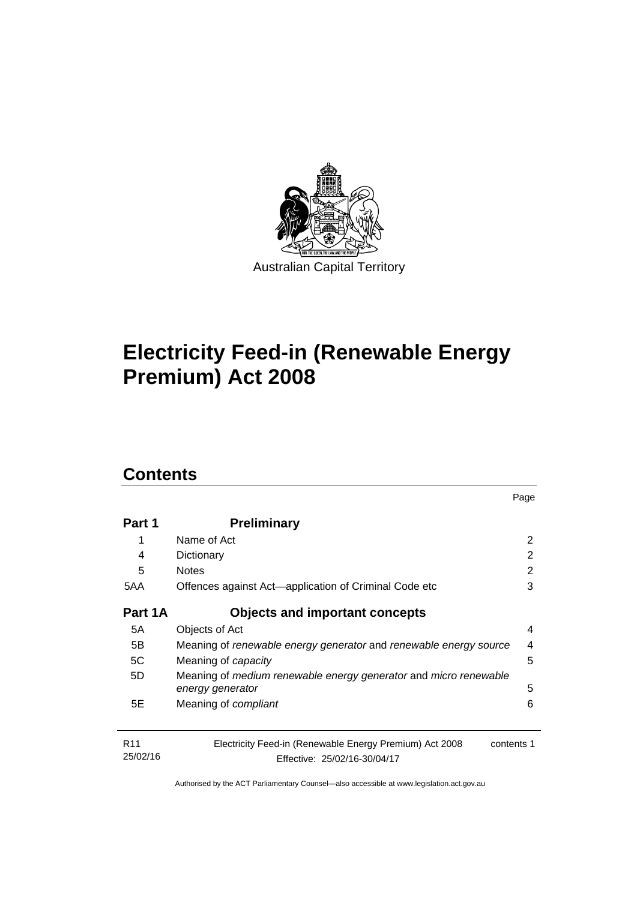Australian Capital Territory

# Electricity Feed-in (Renewable Energy Premium) Act 2008

## Contents

| | | Page |
|---|---|---|
| **Part 1** | **Preliminary** | |
| 1 | Name of Act | 2 |
| 4 | Dictionary | 2 |
| 5 | Notes | 2 |
| 5AA | Offences against Act—application of Criminal Code etc | 3 |
| **Part 1A** | **Objects and important concepts** | |
| 5A | Objects of Act | 4 |
| 5B | Meaning of *renewable energy generator* and *renewable energy source* | 4 |
| 5C | Meaning of *capacity* | 5 |
| 5D | Meaning of *medium renewable energy generator* and *micro renewable energy generator* | 5 |
| 5E | Meaning of *compliant* | 6 |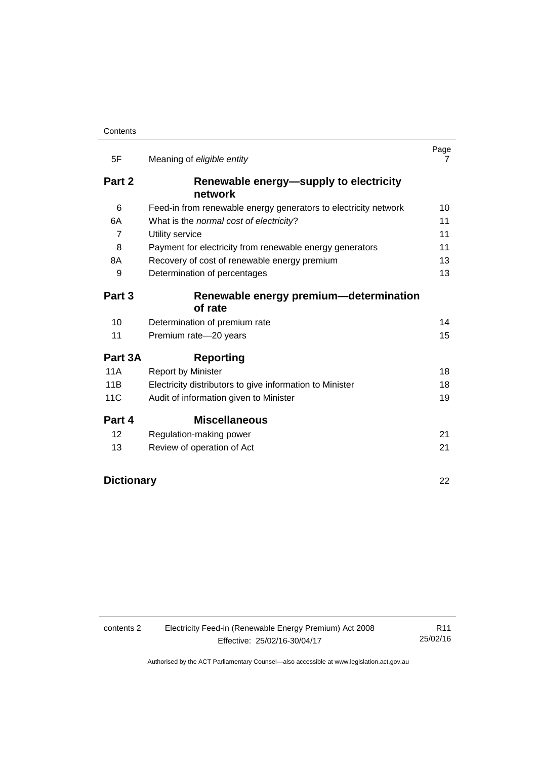| | | Page |
|---|---|---|
| 5F | Meaning of *eligible entity* | 7 |
| **Part 2** | **Renewable energy—supply to electricity network** | |
| 6 | Feed-in from renewable energy generators to electricity network | 10 |
| 6A | What is the *normal cost of electricity*? | 11 |
| 7 | Utility service | 11 |
| 8 | Payment for electricity from renewable energy generators | 11 |
| 8A | Recovery of cost of renewable energy premium | 13 |
| 9 | Determination of percentages | 13 |
| **Part 3** | **Renewable energy premium—determination of rate** | |
| 10 | Determination of premium rate | 14 |
| 11 | Premium rate—20 years | 15 |
| **Part 3A** | **Reporting** | |
| 11A | Report by Minister | 18 |
| 11B | Electricity distributors to give information to Minister | 18 |
| 11C | Audit of information given to Minister | 19 |
| **Part 4** | **Miscellaneous** | |
| 12 | Regulation-making power | 21 |
| 13 | Review of operation of Act | 21 |
| **Dictionary** | | 22 |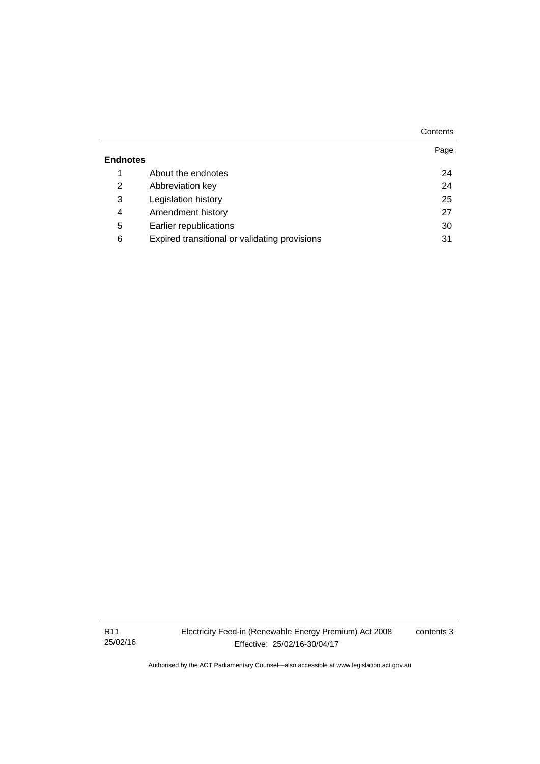**Endnotes**

| | | Page |
|---|---|---|
| 1 | About the endnotes | 24 |
| 2 | Abbreviation key | 24 |
| 3 | Legislation history | 25 |
| 4 | Amendment history | 27 |
| 5 | Earlier republications | 30 |
| 6 | Expired transitional or validating provisions | 31 |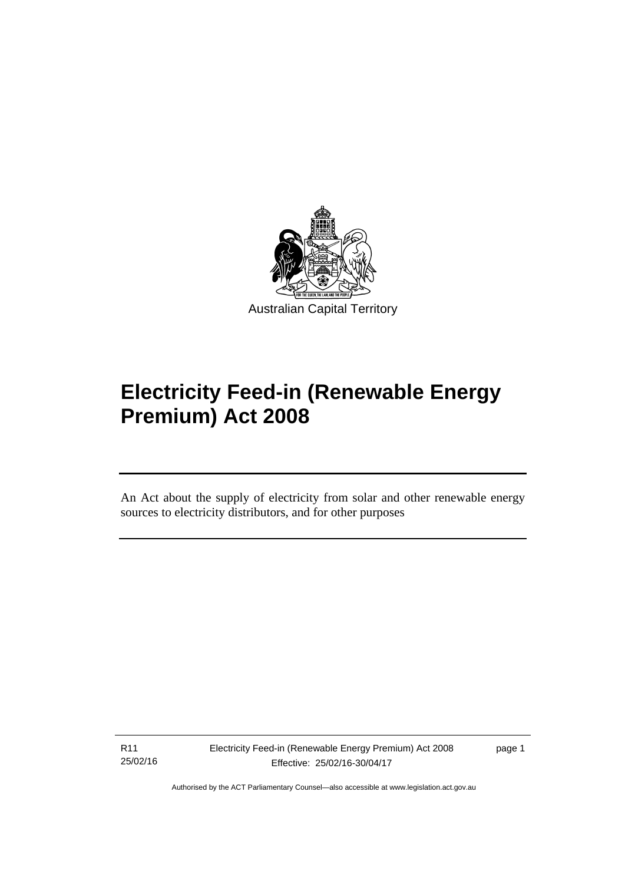Australian Capital Territory

# Electricity Feed-in (Renewable Energy Premium) Act 2008

An Act about the supply of electricity from solar and other renewable energy sources to electricity distributors, and for other purposes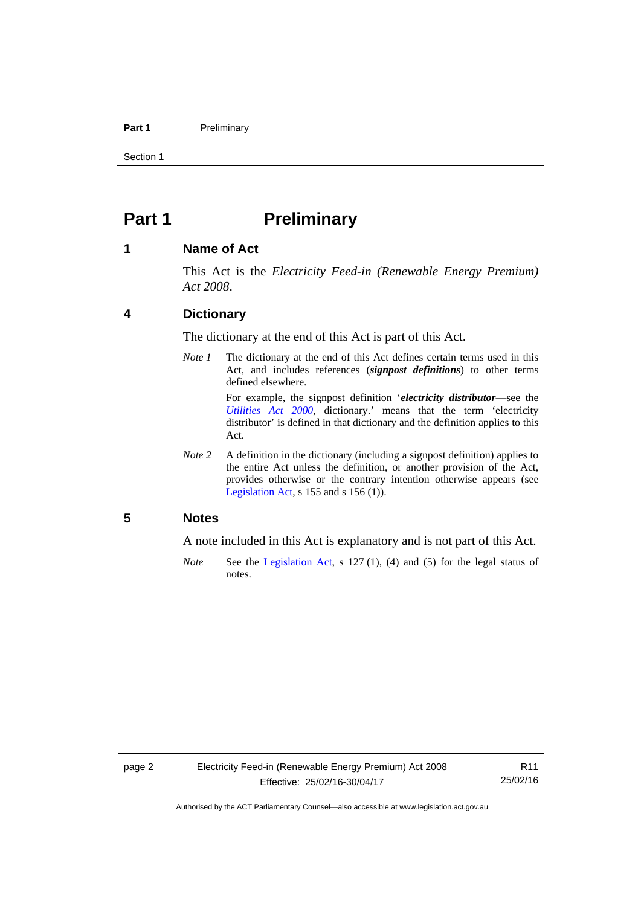# Part 1 Preliminary

## 1 Name of Act

This Act is the *Electricity Feed-in (Renewable Energy Premium) Act 2008*.

## 4 Dictionary

The dictionary at the end of this Act is part of this Act.

*Note 1* The dictionary at the end of this Act defines certain terms used in this Act, and includes references (***signpost definitions***) to other terms defined elsewhere.

For example, the signpost definition '***electricity distributor***—see the *Utilities Act 2000*, dictionary.' means that the term 'electricity distributor' is defined in that dictionary and the definition applies to this Act.

*Note 2* A definition in the dictionary (including a signpost definition) applies to the entire Act unless the definition, or another provision of the Act, provides otherwise or the contrary intention otherwise appears (see Legislation Act, s 155 and s 156 (1)).

## 5 Notes

A note included in this Act is explanatory and is not part of this Act.

*Note* See the Legislation Act, s 127 (1), (4) and (5) for the legal status of notes.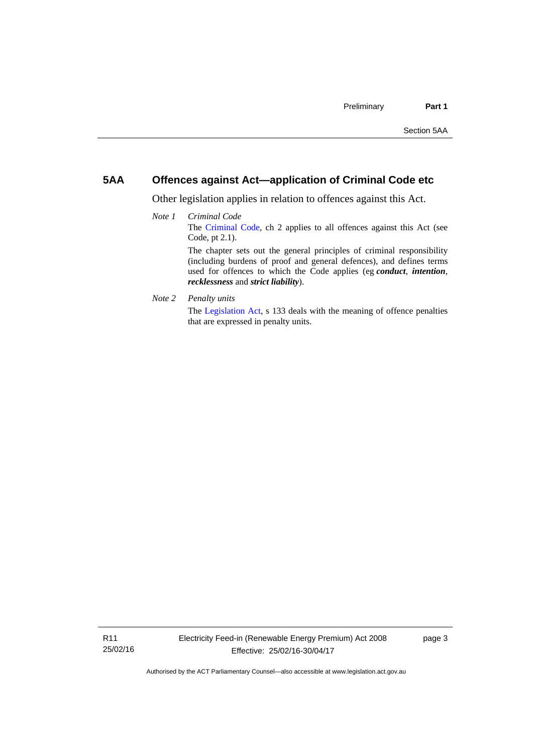## 5AA Offences against Act—application of Criminal Code etc

Other legislation applies in relation to offences against this Act.

*Note 1* *Criminal Code*

The Criminal Code, ch 2 applies to all offences against this Act (see Code, pt 2.1).

The chapter sets out the general principles of criminal responsibility (including burdens of proof and general defences), and defines terms used for offences to which the Code applies (eg ***conduct***, ***intention***, ***recklessness*** and ***strict liability***).

*Note 2* *Penalty units*

The Legislation Act, s 133 deals with the meaning of offence penalties that are expressed in penalty units.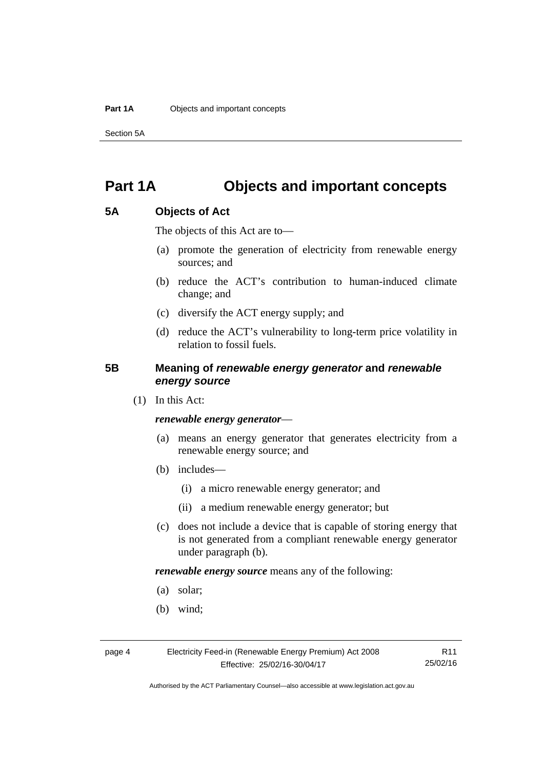# Part 1A Objects and important concepts

## 5A Objects of Act

The objects of this Act are to—

(a) promote the generation of electricity from renewable energy sources; and

(b) reduce the ACT's contribution to human-induced climate change; and

(c) diversify the ACT energy supply; and

(d) reduce the ACT's vulnerability to long-term price volatility in relation to fossil fuels.

## 5B Meaning of *renewable energy generator* and *renewable energy source*

(1) In this Act:

***renewable energy generator***—

(a) means an energy generator that generates electricity from a renewable energy source; and

(b) includes—

(i) a micro renewable energy generator; and

(ii) a medium renewable energy generator; but

(c) does not include a device that is capable of storing energy that is not generated from a compliant renewable energy generator under paragraph (b).

***renewable energy source*** means any of the following:

(a) solar;

(b) wind;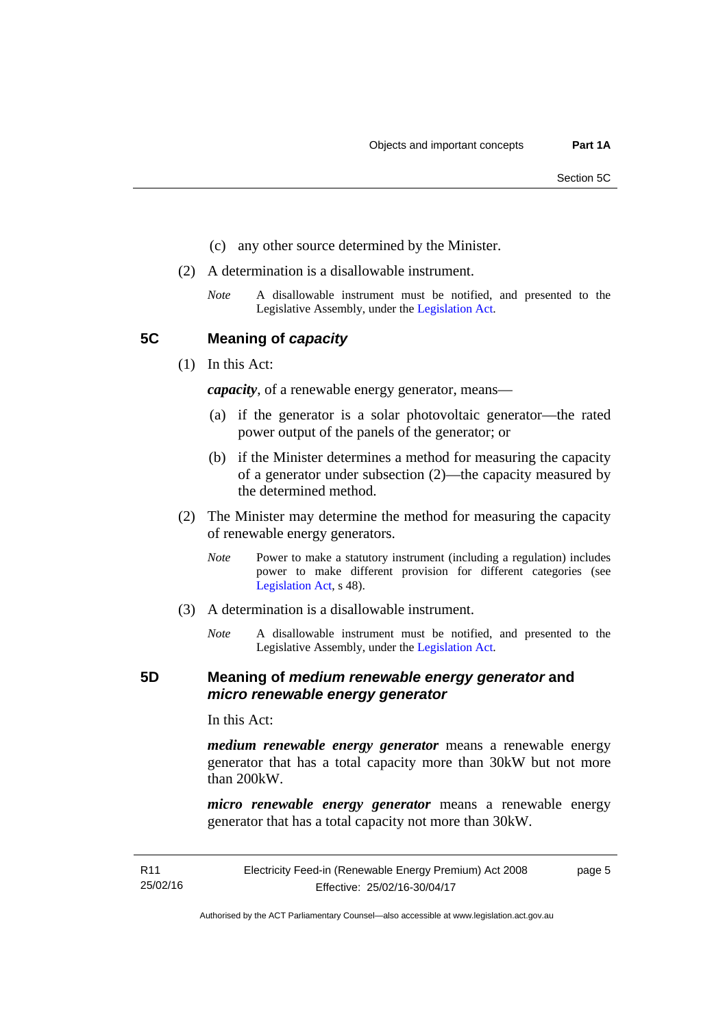(c) any other source determined by the Minister.

(2) A determination is a disallowable instrument.

*Note* A disallowable instrument must be notified, and presented to the Legislative Assembly, under the Legislation Act.

## 5C Meaning of *capacity*

(1) In this Act:

***capacity***, of a renewable energy generator, means—

(a) if the generator is a solar photovoltaic generator—the rated power output of the panels of the generator; or

(b) if the Minister determines a method for measuring the capacity of a generator under subsection (2)—the capacity measured by the determined method.

(2) The Minister may determine the method for measuring the capacity of renewable energy generators.

*Note* Power to make a statutory instrument (including a regulation) includes power to make different provision for different categories (see Legislation Act, s 48).

(3) A determination is a disallowable instrument.

*Note* A disallowable instrument must be notified, and presented to the Legislative Assembly, under the Legislation Act.

## 5D Meaning of *medium renewable energy generator* and *micro renewable energy generator*

In this Act:

***medium renewable energy generator*** means a renewable energy generator that has a total capacity more than 30kW but not more than 200kW.

***micro renewable energy generator*** means a renewable energy generator that has a total capacity not more than 30kW.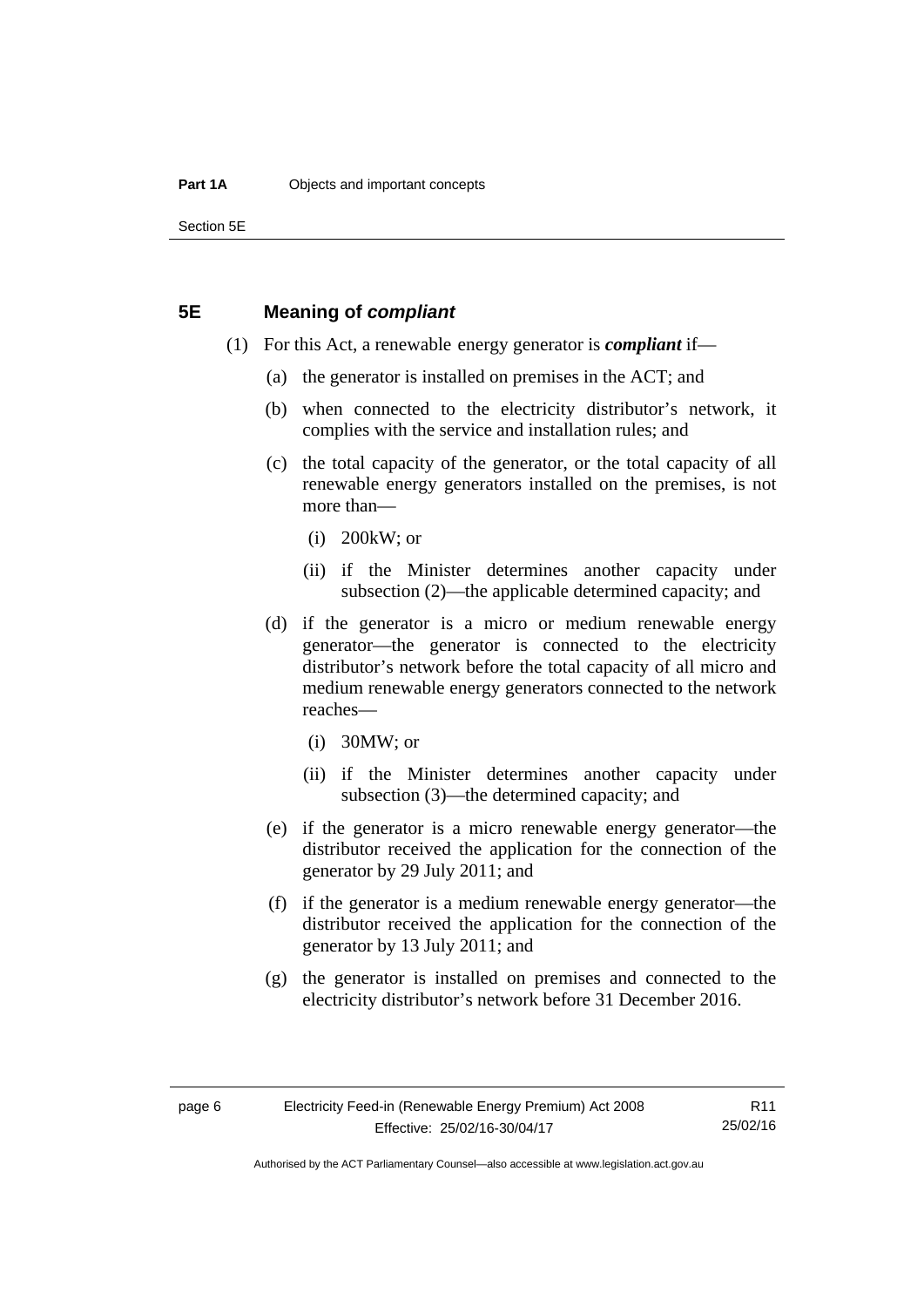## 5E Meaning of ***compliant***

(1) For this Act, a renewable energy generator is ***compliant*** if—

(a) the generator is installed on premises in the ACT; and

(b) when connected to the electricity distributor's network, it complies with the service and installation rules; and

(c) the total capacity of the generator, or the total capacity of all renewable energy generators installed on the premises, is not more than—

(i) 200kW; or

(ii) if the Minister determines another capacity under subsection (2)—the applicable determined capacity; and

(d) if the generator is a micro or medium renewable energy generator—the generator is connected to the electricity distributor's network before the total capacity of all micro and medium renewable energy generators connected to the network reaches—

(i) 30MW; or

(ii) if the Minister determines another capacity under subsection (3)—the determined capacity; and

(e) if the generator is a micro renewable energy generator—the distributor received the application for the connection of the generator by 29 July 2011; and

(f) if the generator is a medium renewable energy generator—the distributor received the application for the connection of the generator by 13 July 2011; and

(g) the generator is installed on premises and connected to the electricity distributor's network before 31 December 2016.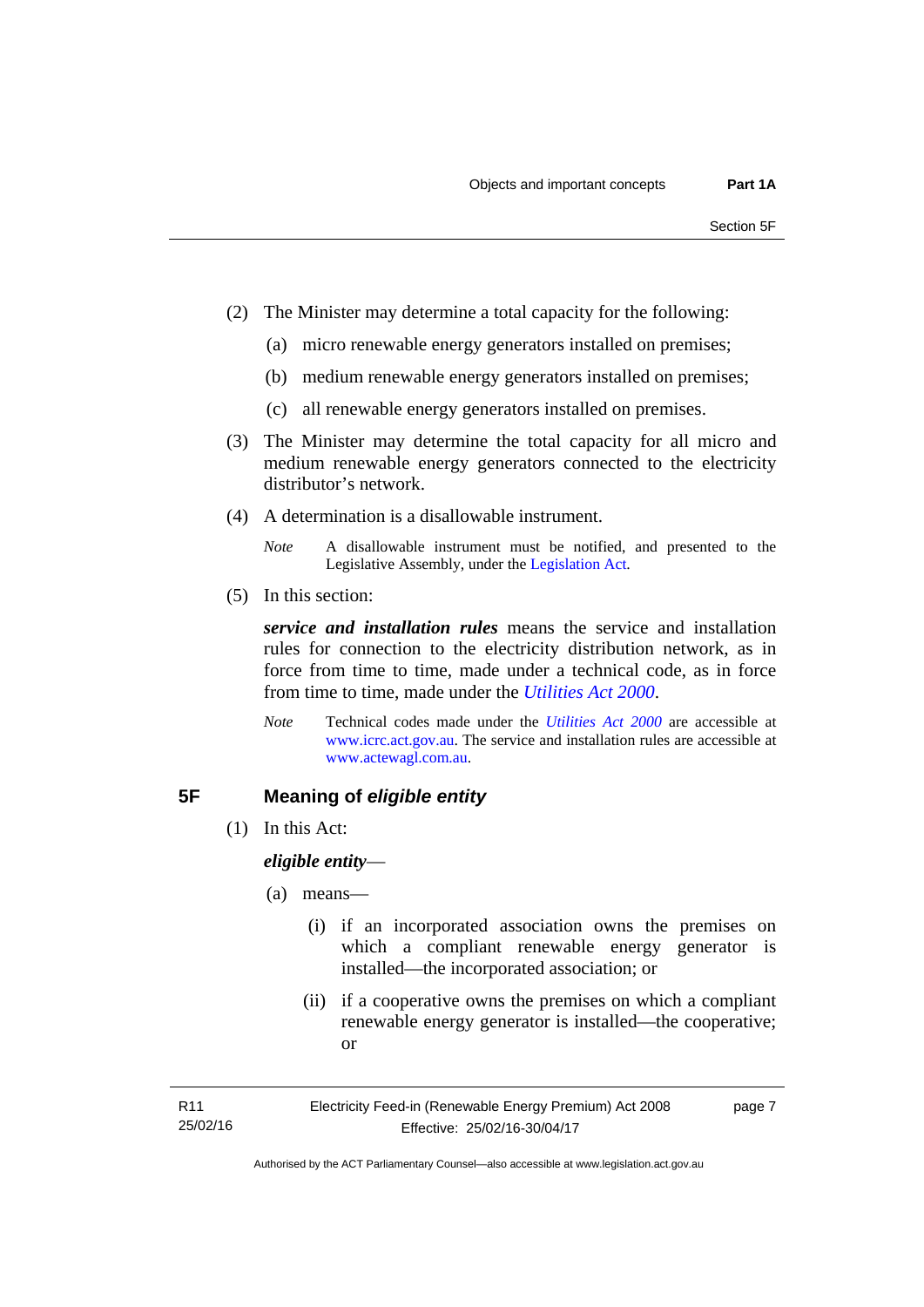(2) The Minister may determine a total capacity for the following:

(a) micro renewable energy generators installed on premises;

(b) medium renewable energy generators installed on premises;

(c) all renewable energy generators installed on premises.

(3) The Minister may determine the total capacity for all micro and medium renewable energy generators connected to the electricity distributor's network.

(4) A determination is a disallowable instrument.

*Note* A disallowable instrument must be notified, and presented to the Legislative Assembly, under the Legislation Act.

(5) In this section:

***service and installation rules*** means the service and installation rules for connection to the electricity distribution network, as in force from time to time, made under a technical code, as in force from time to time, made under the *Utilities Act 2000*.

*Note* Technical codes made under the *Utilities Act 2000* are accessible at www.icrc.act.gov.au. The service and installation rules are accessible at www.actewagl.com.au.

## 5F Meaning of *eligible entity*

(1) In this Act:

***eligible entity***—

(a) means—

(i) if an incorporated association owns the premises on which a compliant renewable energy generator is installed—the incorporated association; or

(ii) if a cooperative owns the premises on which a compliant renewable energy generator is installed—the cooperative; or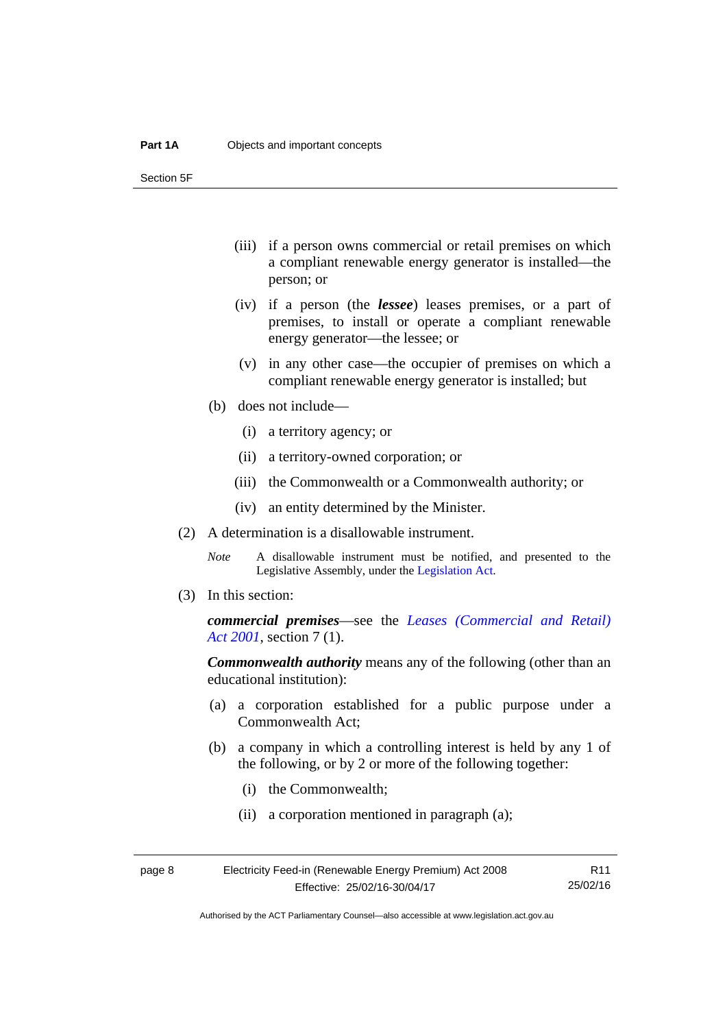(iii) if a person owns commercial or retail premises on which a compliant renewable energy generator is installed—the person; or

(iv) if a person (the ***lessee***) leases premises, or a part of premises, to install or operate a compliant renewable energy generator—the lessee; or

(v) in any other case—the occupier of premises on which a compliant renewable energy generator is installed; but

(b) does not include—

(i) a territory agency; or

(ii) a territory-owned corporation; or

(iii) the Commonwealth or a Commonwealth authority; or

(iv) an entity determined by the Minister.

(2) A determination is a disallowable instrument.

*Note* A disallowable instrument must be notified, and presented to the Legislative Assembly, under the Legislation Act.

(3) In this section:

***commercial premises***—see the *Leases (Commercial and Retail) Act 2001*, section 7 (1).

***Commonwealth authority*** means any of the following (other than an educational institution):

(a) a corporation established for a public purpose under a Commonwealth Act;

(b) a company in which a controlling interest is held by any 1 of the following, or by 2 or more of the following together:

(i) the Commonwealth;

(ii) a corporation mentioned in paragraph (a);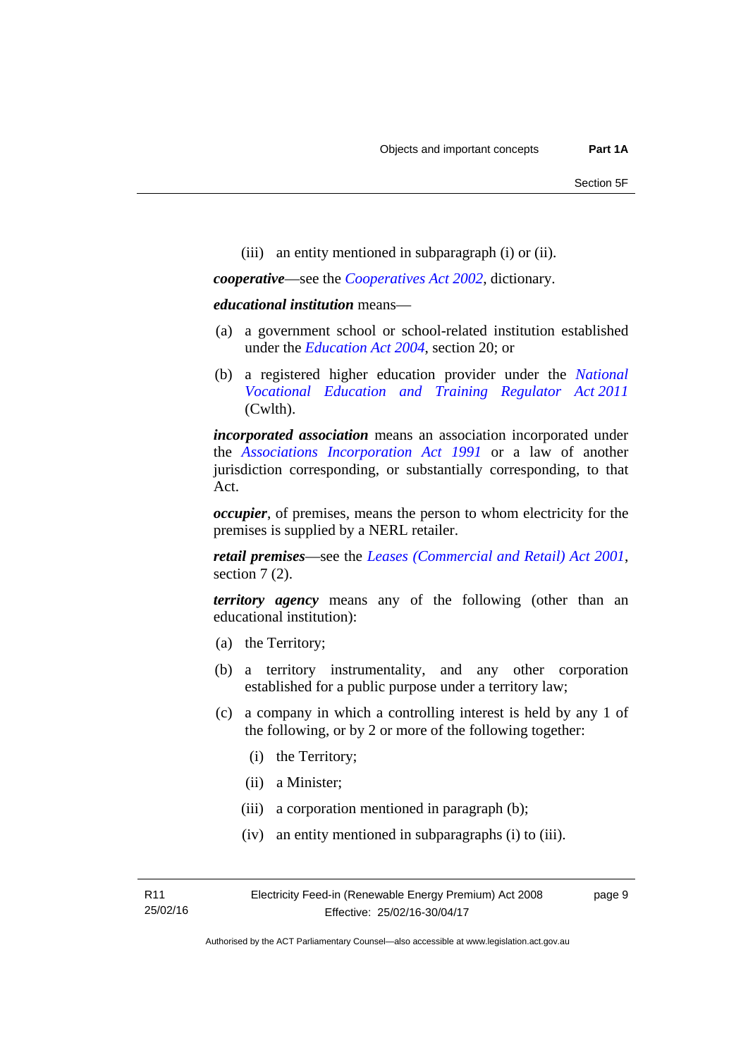(iii) an entity mentioned in subparagraph (i) or (ii).

***cooperative***—see the *Cooperatives Act 2002*, dictionary.

***educational institution*** means—

(a) a government school or school-related institution established under the *Education Act 2004*, section 20; or

(b) a registered higher education provider under the *National Vocational Education and Training Regulator Act 2011* (Cwlth).

***incorporated association*** means an association incorporated under the *Associations Incorporation Act 1991* or a law of another jurisdiction corresponding, or substantially corresponding, to that Act.

***occupier***, of premises, means the person to whom electricity for the premises is supplied by a NERL retailer.

***retail premises***—see the *Leases (Commercial and Retail) Act 2001*, section 7 (2).

***territory agency*** means any of the following (other than an educational institution):

(a) the Territory;

(b) a territory instrumentality, and any other corporation established for a public purpose under a territory law;

(c) a company in which a controlling interest is held by any 1 of the following, or by 2 or more of the following together:

(i) the Territory;

(ii) a Minister;

(iii) a corporation mentioned in paragraph (b);

(iv) an entity mentioned in subparagraphs (i) to (iii).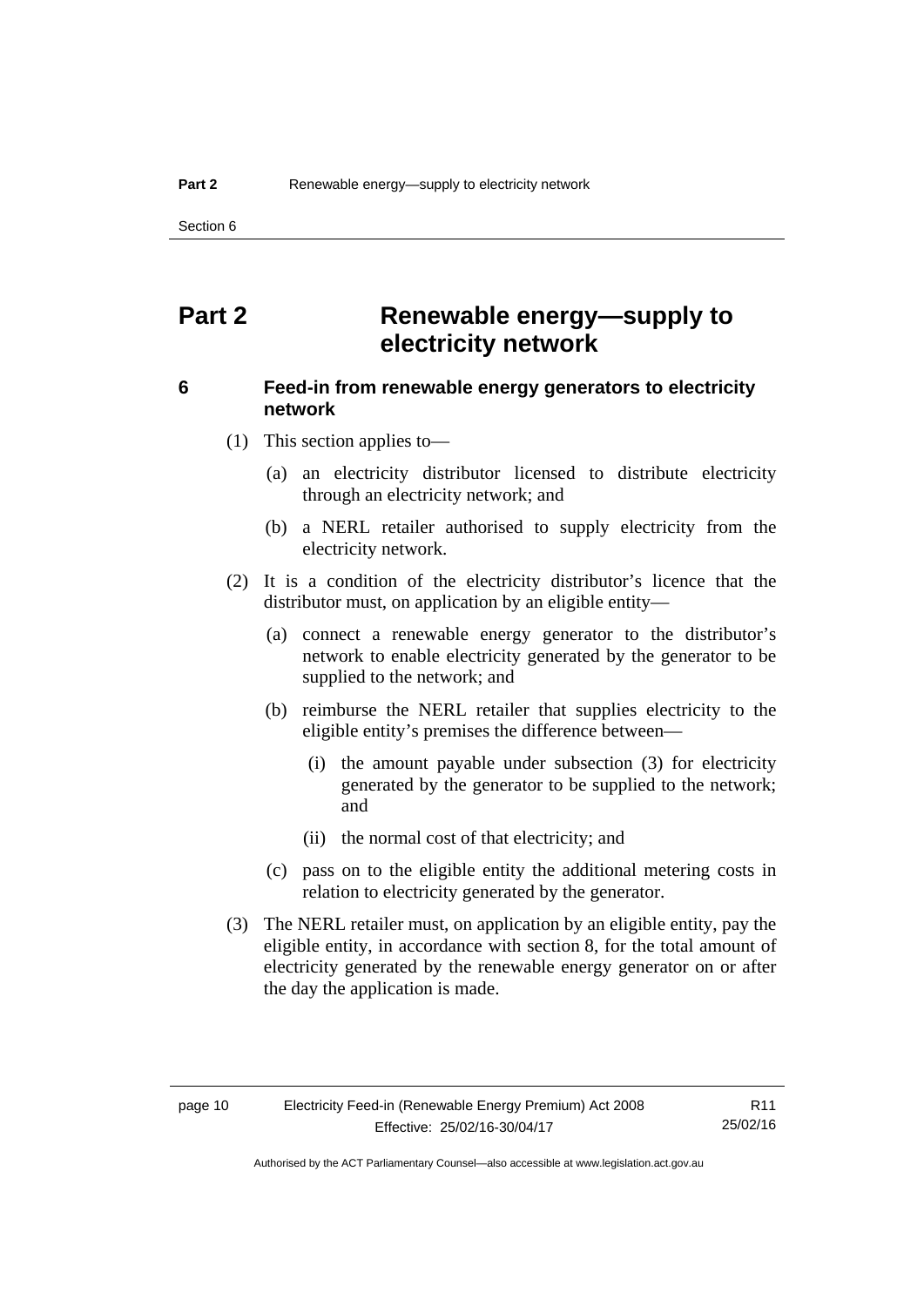# Part 2 Renewable energy—supply to electricity network

## 6 Feed-in from renewable energy generators to electricity network

(1) This section applies to—

(a) an electricity distributor licensed to distribute electricity through an electricity network; and

(b) a NERL retailer authorised to supply electricity from the electricity network.

(2) It is a condition of the electricity distributor's licence that the distributor must, on application by an eligible entity—

(a) connect a renewable energy generator to the distributor's network to enable electricity generated by the generator to be supplied to the network; and

(b) reimburse the NERL retailer that supplies electricity to the eligible entity's premises the difference between—

(i) the amount payable under subsection (3) for electricity generated by the generator to be supplied to the network; and

(ii) the normal cost of that electricity; and

(c) pass on to the eligible entity the additional metering costs in relation to electricity generated by the generator.

(3) The NERL retailer must, on application by an eligible entity, pay the eligible entity, in accordance with section 8, for the total amount of electricity generated by the renewable energy generator on or after the day the application is made.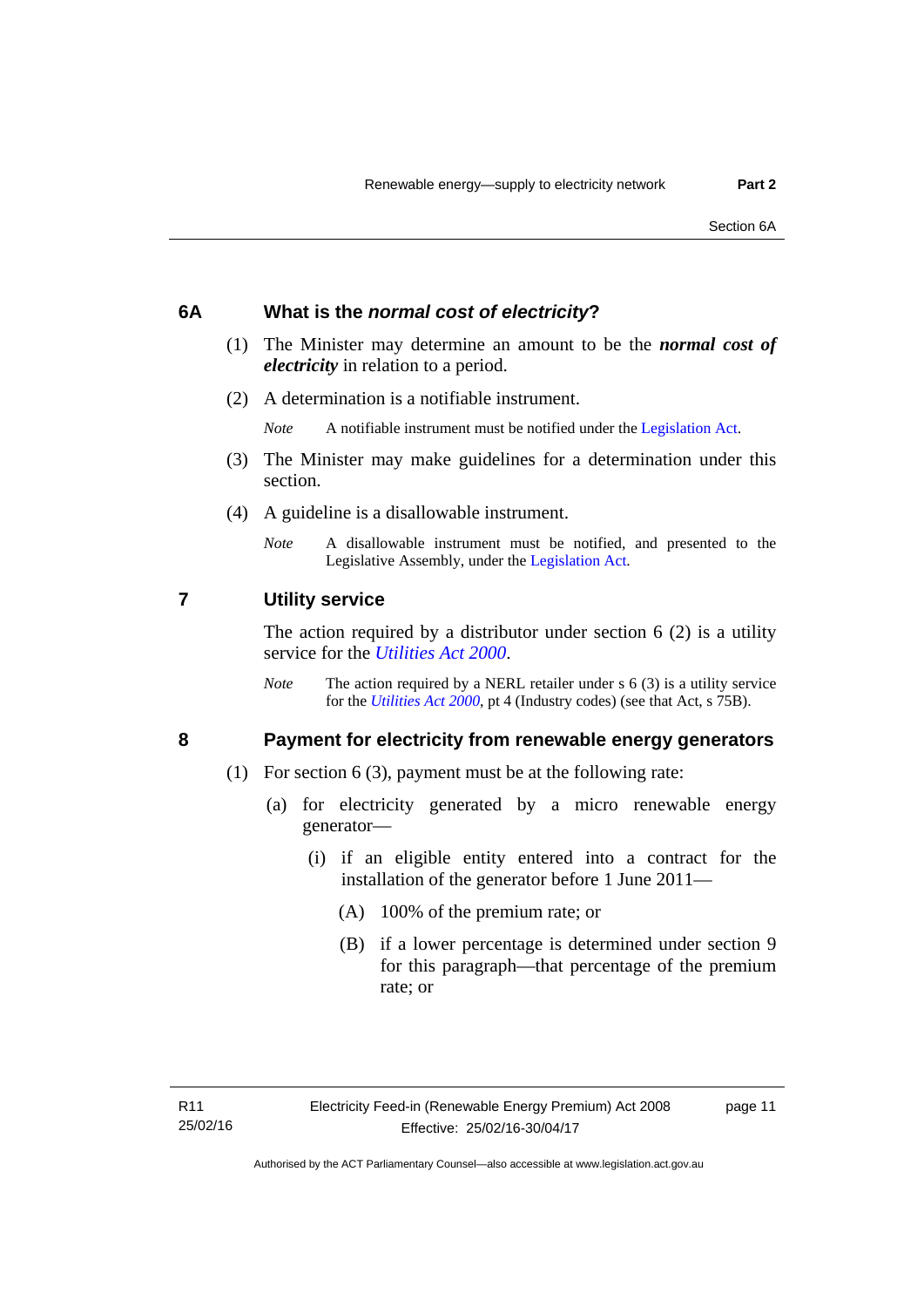### 6A What is the *normal cost of electricity*?

(1) The Minister may determine an amount to be the ***normal cost of electricity*** in relation to a period.

(2) A determination is a notifiable instrument.

*Note* A notifiable instrument must be notified under the Legislation Act.

(3) The Minister may make guidelines for a determination under this section.

(4) A guideline is a disallowable instrument.

*Note* A disallowable instrument must be notified, and presented to the Legislative Assembly, under the Legislation Act.

### 7 Utility service

The action required by a distributor under section 6 (2) is a utility service for the *Utilities Act 2000*.

*Note* The action required by a NERL retailer under s 6 (3) is a utility service for the *Utilities Act 2000*, pt 4 (Industry codes) (see that Act, s 75B).

### 8 Payment for electricity from renewable energy generators

(1) For section 6 (3), payment must be at the following rate:

(a) for electricity generated by a micro renewable energy generator—

(i) if an eligible entity entered into a contract for the installation of the generator before 1 June 2011—

(A) 100% of the premium rate; or

(B) if a lower percentage is determined under section 9 for this paragraph—that percentage of the premium rate; or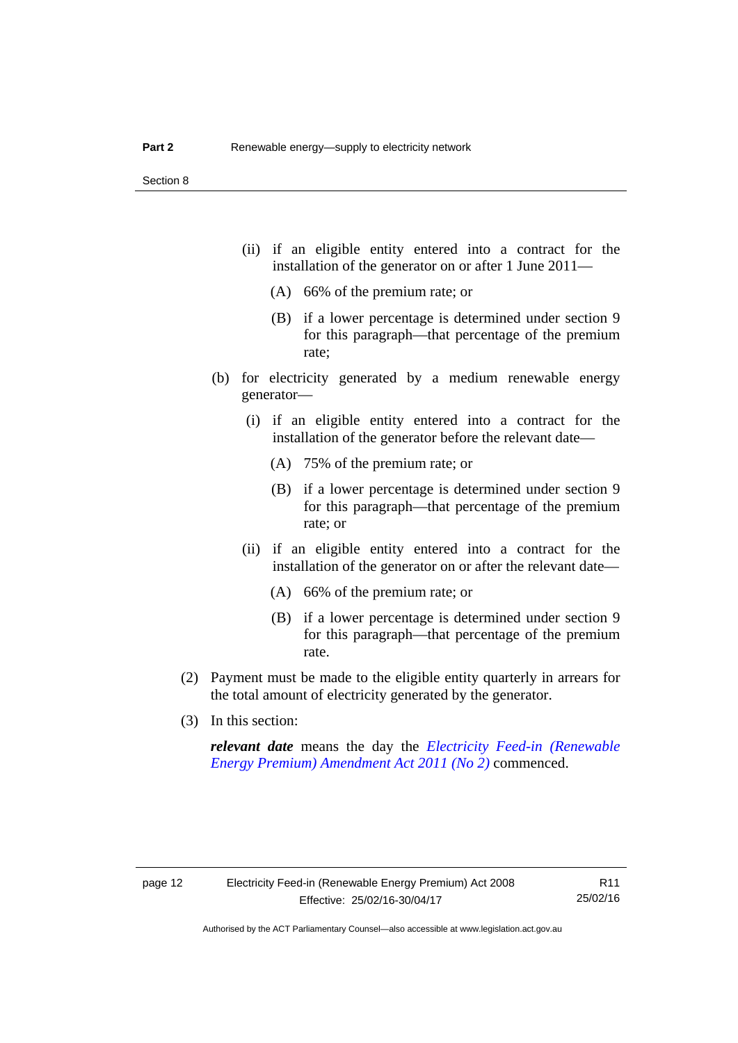(ii) if an eligible entity entered into a contract for the installation of the generator on or after 1 June 2011—

(A) 66% of the premium rate; or

(B) if a lower percentage is determined under section 9 for this paragraph—that percentage of the premium rate;

(b) for electricity generated by a medium renewable energy generator—

(i) if an eligible entity entered into a contract for the installation of the generator before the relevant date—

(A) 75% of the premium rate; or

(B) if a lower percentage is determined under section 9 for this paragraph—that percentage of the premium rate; or

(ii) if an eligible entity entered into a contract for the installation of the generator on or after the relevant date—

(A) 66% of the premium rate; or

(B) if a lower percentage is determined under section 9 for this paragraph—that percentage of the premium rate.

(2) Payment must be made to the eligible entity quarterly in arrears for the total amount of electricity generated by the generator.

(3) In this section:

***relevant date*** means the day the *Electricity Feed-in (Renewable Energy Premium) Amendment Act 2011 (No 2)* commenced.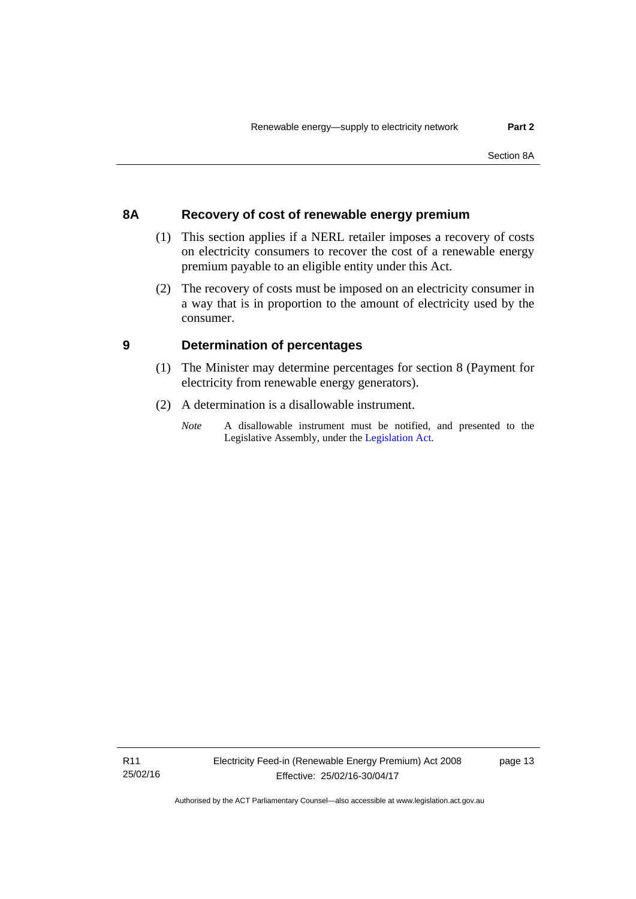### 8A Recovery of cost of renewable energy premium

(1) This section applies if a NERL retailer imposes a recovery of costs on electricity consumers to recover the cost of a renewable energy premium payable to an eligible entity under this Act.

(2) The recovery of costs must be imposed on an electricity consumer in a way that is in proportion to the amount of electricity used by the consumer.

### 9 Determination of percentages

(1) The Minister may determine percentages for section 8 (Payment for electricity from renewable energy generators).

(2) A determination is a disallowable instrument.

*Note* A disallowable instrument must be notified, and presented to the Legislative Assembly, under the Legislation Act.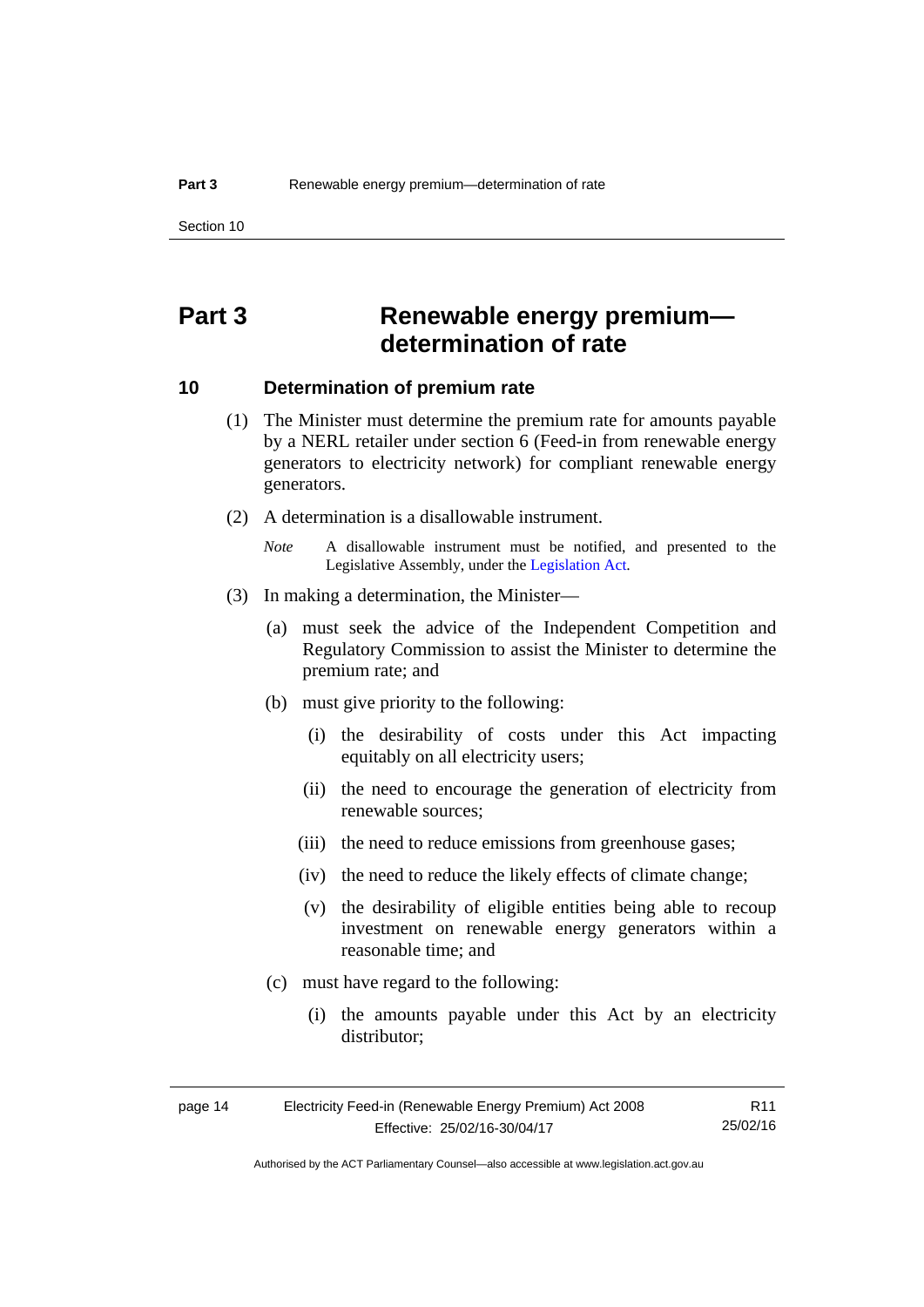# Part 3 Renewable energy premium—determination of rate

## 10 Determination of premium rate

(1) The Minister must determine the premium rate for amounts payable by a NERL retailer under section 6 (Feed-in from renewable energy generators to electricity network) for compliant renewable energy generators.

(2) A determination is a disallowable instrument.

*Note* A disallowable instrument must be notified, and presented to the Legislative Assembly, under the Legislation Act.

(3) In making a determination, the Minister—

(a) must seek the advice of the Independent Competition and Regulatory Commission to assist the Minister to determine the premium rate; and

(b) must give priority to the following:

(i) the desirability of costs under this Act impacting equitably on all electricity users;

(ii) the need to encourage the generation of electricity from renewable sources;

(iii) the need to reduce emissions from greenhouse gases;

(iv) the need to reduce the likely effects of climate change;

(v) the desirability of eligible entities being able to recoup investment on renewable energy generators within a reasonable time; and

(c) must have regard to the following:

(i) the amounts payable under this Act by an electricity distributor;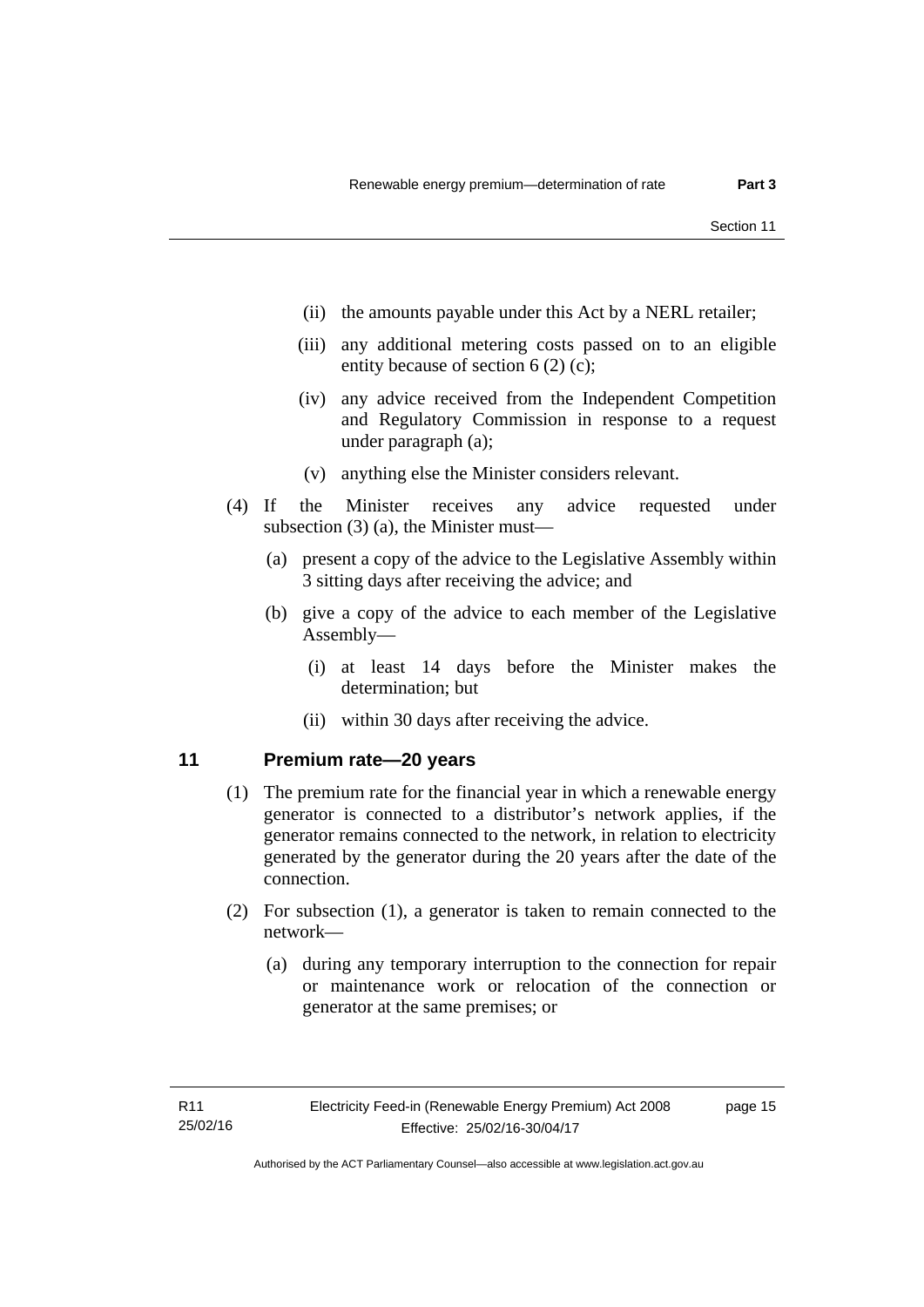(ii) the amounts payable under this Act by a NERL retailer;

(iii) any additional metering costs passed on to an eligible entity because of section 6 (2) (c);

(iv) any advice received from the Independent Competition and Regulatory Commission in response to a request under paragraph (a);

(v) anything else the Minister considers relevant.

(4) If the Minister receives any advice requested under subsection (3) (a), the Minister must—

(a) present a copy of the advice to the Legislative Assembly within 3 sitting days after receiving the advice; and

(b) give a copy of the advice to each member of the Legislative Assembly—

(i) at least 14 days before the Minister makes the determination; but

(ii) within 30 days after receiving the advice.

## 11 Premium rate—20 years

(1) The premium rate for the financial year in which a renewable energy generator is connected to a distributor's network applies, if the generator remains connected to the network, in relation to electricity generated by the generator during the 20 years after the date of the connection.

(2) For subsection (1), a generator is taken to remain connected to the network—

(a) during any temporary interruption to the connection for repair or maintenance work or relocation of the connection or generator at the same premises; or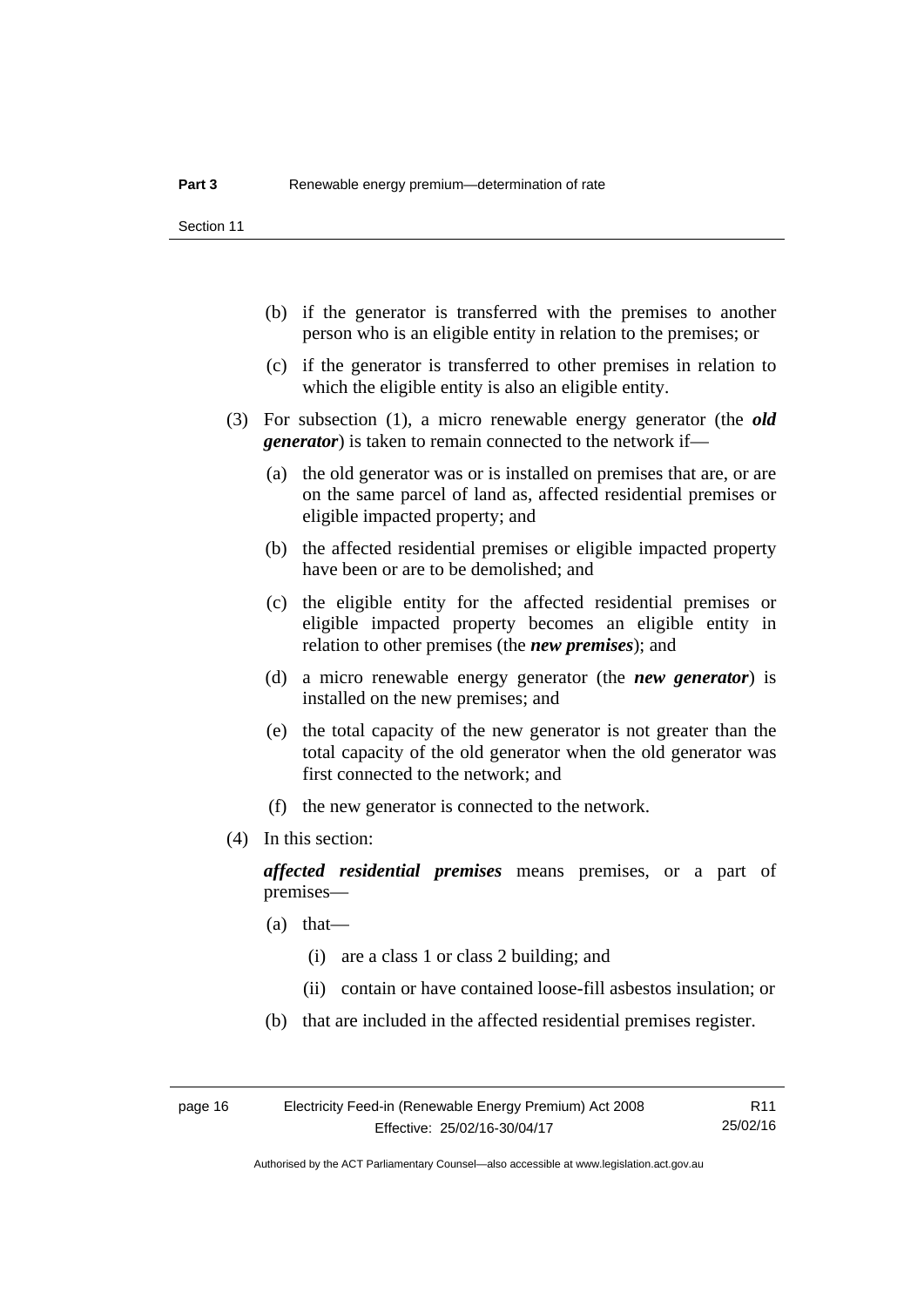(b) if the generator is transferred with the premises to another person who is an eligible entity in relation to the premises; or

(c) if the generator is transferred to other premises in relation to which the eligible entity is also an eligible entity.

(3) For subsection (1), a micro renewable energy generator (the ***old generator***) is taken to remain connected to the network if—

(a) the old generator was or is installed on premises that are, or are on the same parcel of land as, affected residential premises or eligible impacted property; and

(b) the affected residential premises or eligible impacted property have been or are to be demolished; and

(c) the eligible entity for the affected residential premises or eligible impacted property becomes an eligible entity in relation to other premises (the ***new premises***); and

(d) a micro renewable energy generator (the ***new generator***) is installed on the new premises; and

(e) the total capacity of the new generator is not greater than the total capacity of the old generator when the old generator was first connected to the network; and

(f) the new generator is connected to the network.

(4) In this section:

***affected residential premises*** means premises, or a part of premises—

(a) that—

(i) are a class 1 or class 2 building; and

(ii) contain or have contained loose-fill asbestos insulation; or

(b) that are included in the affected residential premises register.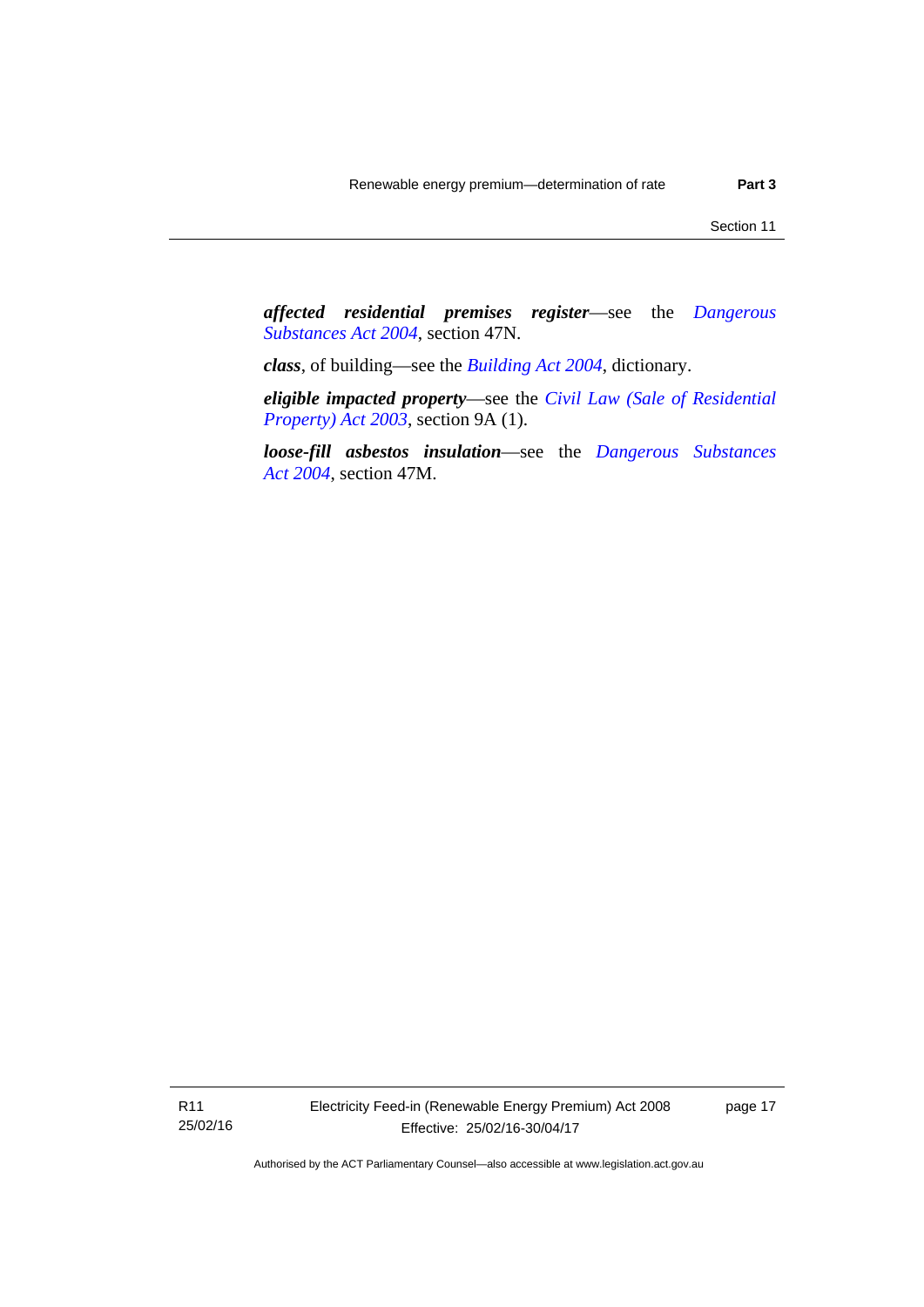***affected residential premises register***—see the *Dangerous Substances Act 2004*, section 47N.

***class***, of building—see the *Building Act 2004*, dictionary.

***eligible impacted property***—see the *Civil Law (Sale of Residential Property) Act 2003*, section 9A (1).

***loose-fill asbestos insulation***—see the *Dangerous Substances Act 2004*, section 47M.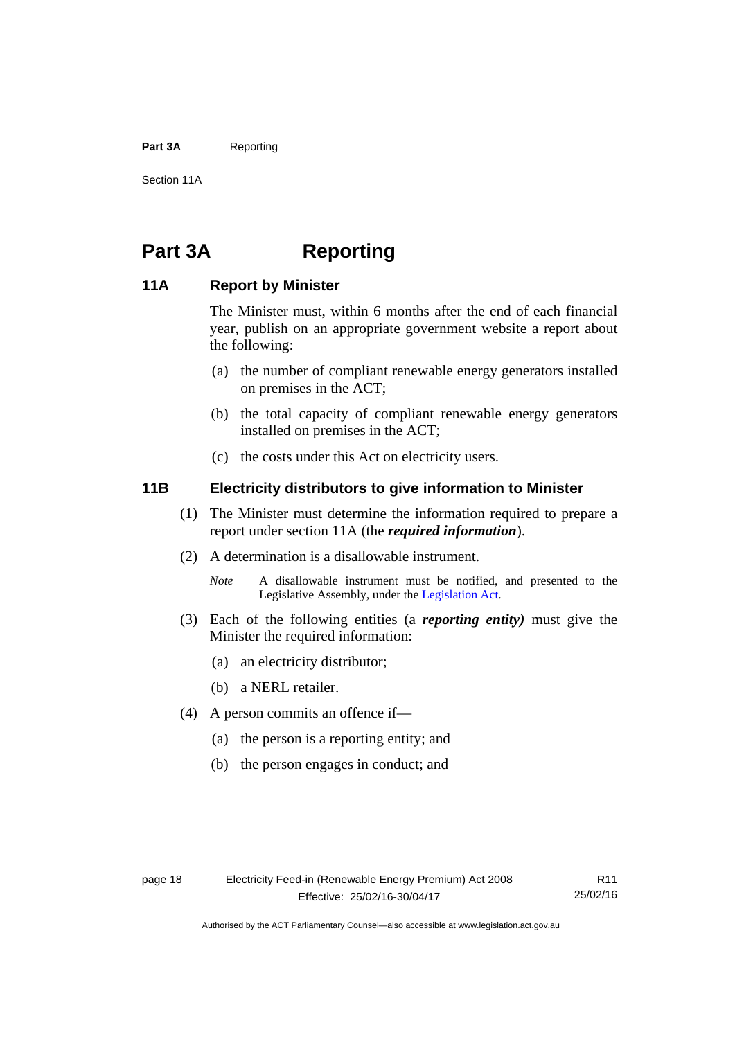# Part 3A Reporting

## 11A Report by Minister

The Minister must, within 6 months after the end of each financial year, publish on an appropriate government website a report about the following:

(a) the number of compliant renewable energy generators installed on premises in the ACT;

(b) the total capacity of compliant renewable energy generators installed on premises in the ACT;

(c) the costs under this Act on electricity users.

## 11B Electricity distributors to give information to Minister

(1) The Minister must determine the information required to prepare a report under section 11A (the ***required information***).

(2) A determination is a disallowable instrument.

*Note* A disallowable instrument must be notified, and presented to the Legislative Assembly, under the Legislation Act.

(3) Each of the following entities (a ***reporting entity)*** must give the Minister the required information:

(a) an electricity distributor;

(b) a NERL retailer.

(4) A person commits an offence if—

(a) the person is a reporting entity; and

(b) the person engages in conduct; and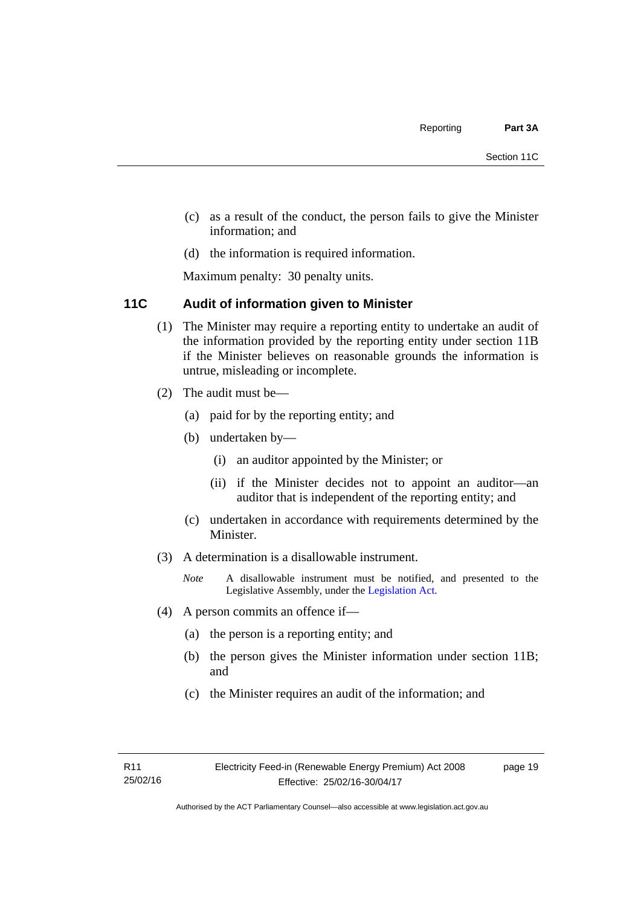(c) as a result of the conduct, the person fails to give the Minister information; and

(d) the information is required information.

Maximum penalty: 30 penalty units.

### 11C Audit of information given to Minister

(1) The Minister may require a reporting entity to undertake an audit of the information provided by the reporting entity under section 11B if the Minister believes on reasonable grounds the information is untrue, misleading or incomplete.

(2) The audit must be—

(a) paid for by the reporting entity; and

(b) undertaken by—

(i) an auditor appointed by the Minister; or

(ii) if the Minister decides not to appoint an auditor—an auditor that is independent of the reporting entity; and

(c) undertaken in accordance with requirements determined by the Minister.

(3) A determination is a disallowable instrument.

*Note* A disallowable instrument must be notified, and presented to the Legislative Assembly, under the Legislation Act.

(4) A person commits an offence if—

(a) the person is a reporting entity; and

(b) the person gives the Minister information under section 11B; and

(c) the Minister requires an audit of the information; and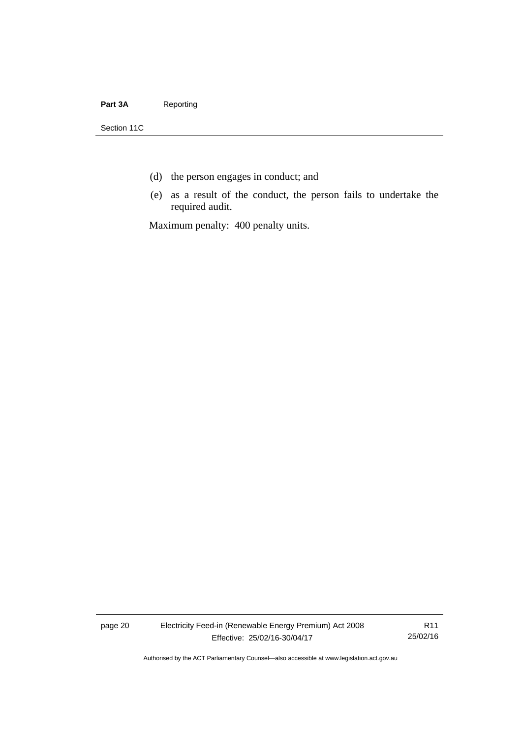(d) the person engages in conduct; and

(e) as a result of the conduct, the person fails to undertake the required audit.

Maximum penalty: 400 penalty units.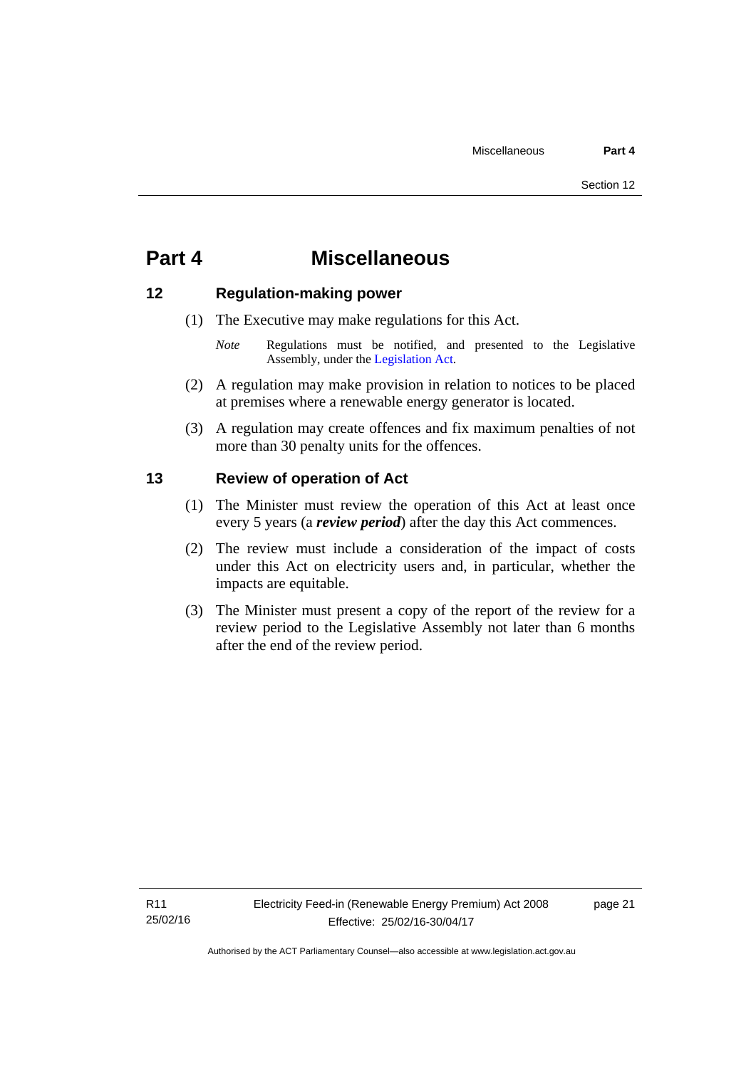# Part 4 Miscellaneous

## 12 Regulation-making power

(1) The Executive may make regulations for this Act.

*Note* Regulations must be notified, and presented to the Legislative Assembly, under the Legislation Act.

(2) A regulation may make provision in relation to notices to be placed at premises where a renewable energy generator is located.

(3) A regulation may create offences and fix maximum penalties of not more than 30 penalty units for the offences.

## 13 Review of operation of Act

(1) The Minister must review the operation of this Act at least once every 5 years (a ***review period***) after the day this Act commences.

(2) The review must include a consideration of the impact of costs under this Act on electricity users and, in particular, whether the impacts are equitable.

(3) The Minister must present a copy of the report of the review for a review period to the Legislative Assembly not later than 6 months after the end of the review period.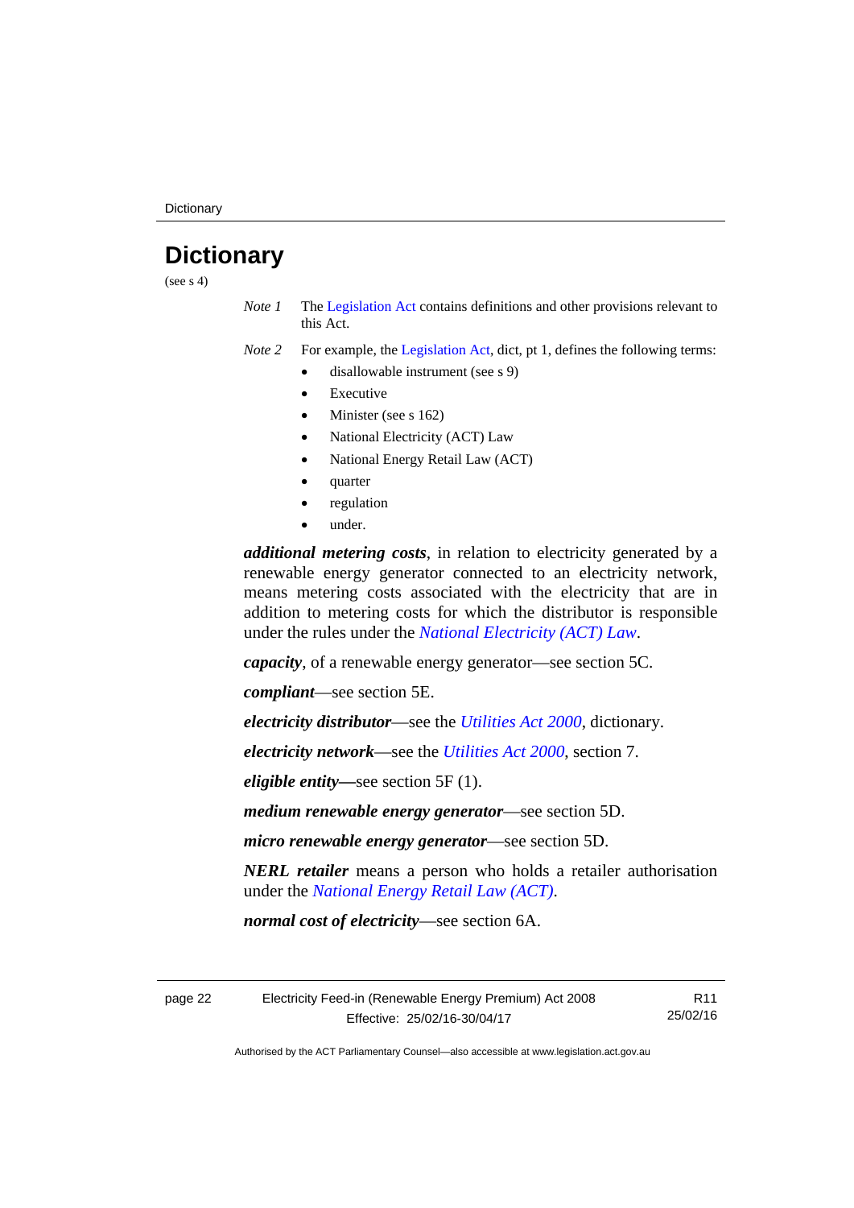# Dictionary

(see s 4)

*Note 1* The Legislation Act contains definitions and other provisions relevant to this Act.

*Note 2* For example, the Legislation Act, dict, pt 1, defines the following terms:

- disallowable instrument (see s 9)
- Executive
- Minister (see s 162)
- National Electricity (ACT) Law
- National Energy Retail Law (ACT)
- quarter
- regulation
- under.

***additional metering costs***, in relation to electricity generated by a renewable energy generator connected to an electricity network, means metering costs associated with the electricity that are in addition to metering costs for which the distributor is responsible under the rules under the *National Electricity (ACT) Law*.

***capacity***, of a renewable energy generator—see section 5C.

***compliant***—see section 5E.

***electricity distributor***—see the *Utilities Act 2000*, dictionary.

***electricity network***—see the *Utilities Act 2000*, section 7.

***eligible entity***—see section 5F (1).

***medium renewable energy generator***—see section 5D.

***micro renewable energy generator***—see section 5D.

***NERL retailer*** means a person who holds a retailer authorisation under the *National Energy Retail Law (ACT)*.

***normal cost of electricity***—see section 6A.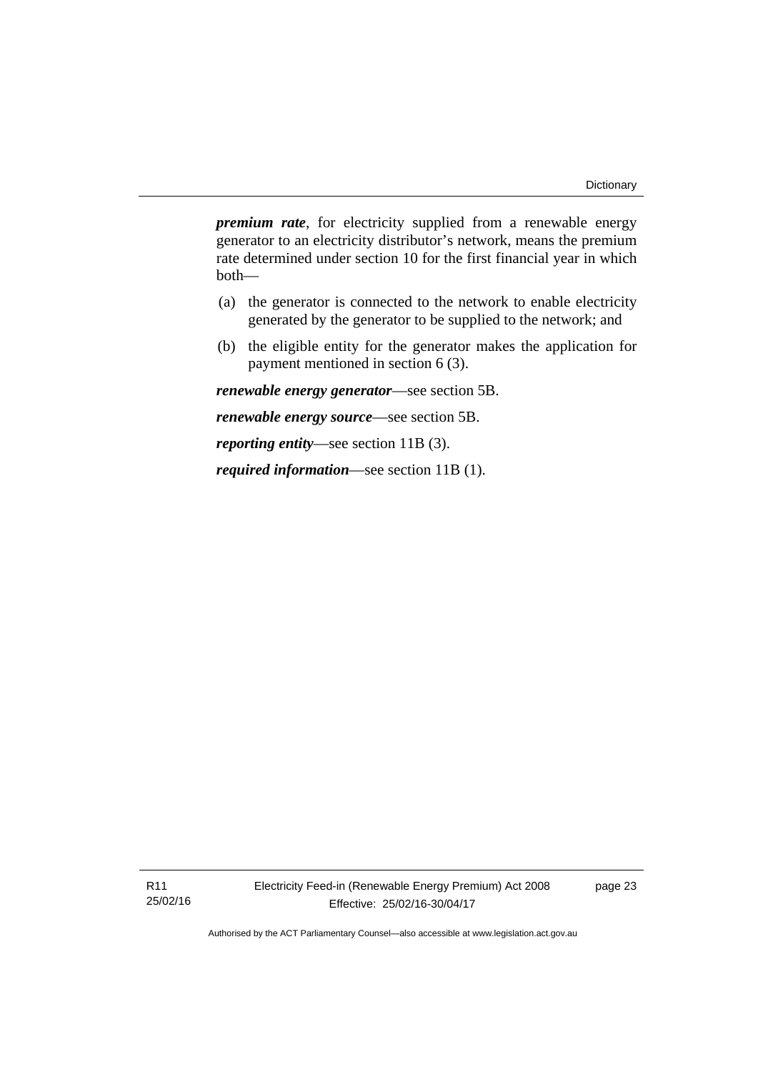***premium rate***, for electricity supplied from a renewable energy generator to an electricity distributor's network, means the premium rate determined under section 10 for the first financial year in which both—

(a) the generator is connected to the network to enable electricity generated by the generator to be supplied to the network; and

(b) the eligible entity for the generator makes the application for payment mentioned in section 6 (3).

***renewable energy generator***—see section 5B.

***renewable energy source***—see section 5B.

***reporting entity***—see section 11B (3).

***required information***—see section 11B (1).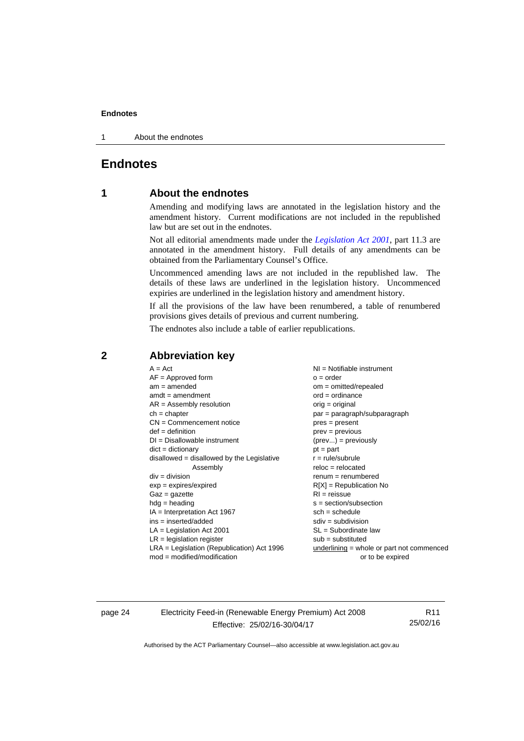# Endnotes

## 1 About the endnotes

Amending and modifying laws are annotated in the legislation history and the amendment history. Current modifications are not included in the republished law but are set out in the endnotes.

Not all editorial amendments made under the *Legislation Act 2001*, part 11.3 are annotated in the amendment history. Full details of any amendments can be obtained from the Parliamentary Counsel's Office.

Uncommenced amending laws are not included in the republished law. The details of these laws are underlined in the legislation history. Uncommenced expiries are underlined in the legislation history and amendment history.

If all the provisions of the law have been renumbered, a table of renumbered provisions gives details of previous and current numbering.

The endnotes also include a table of earlier republications.

## 2 Abbreviation key

A = Act
AF = Approved form
am = amended
amdt = amendment
AR = Assembly resolution
ch = chapter
CN = Commencement notice
def = definition
DI = Disallowable instrument
dict = dictionary
disallowed = disallowed by the Legislative Assembly
div = division
exp = expires/expired
Gaz = gazette
hdg = heading
IA = Interpretation Act 1967
ins = inserted/added
LA = Legislation Act 2001
LR = legislation register
LRA = Legislation (Republication) Act 1996
mod = modified/modification
NI = Notifiable instrument
o = order
om = omitted/repealed
ord = ordinance
orig = original
par = paragraph/subparagraph
pres = present
prev = previous
(prev...) = previously
pt = part
r = rule/subrule
reloc = relocated
renum = renumbered
R[X] = Republication No
RI = reissue
s = section/subsection
sch = schedule
sdiv = subdivision
SL = Subordinate law
sub = substituted
underlining = whole or part not commenced or to be expired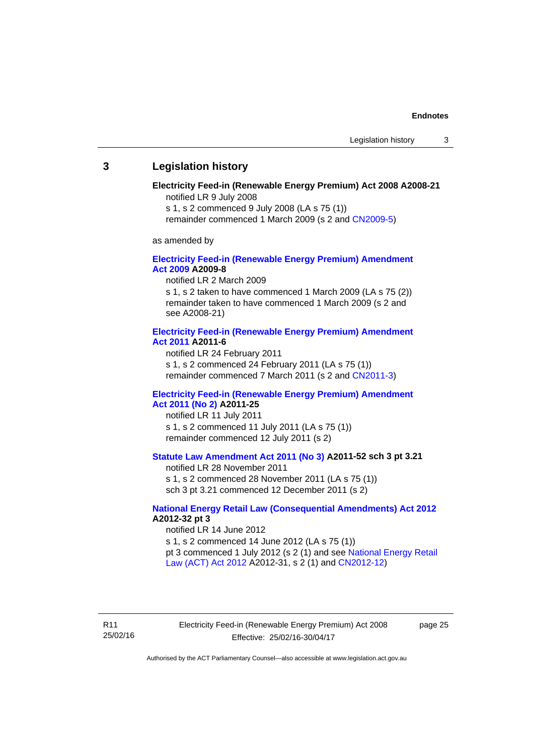## 3 Legislation history

**Electricity Feed-in (Renewable Energy Premium) Act 2008 A2008-21**

notified LR 9 July 2008

s 1, s 2 commenced 9 July 2008 (LA s 75 (1))

remainder commenced 1 March 2009 (s 2 and CN2009-5)

as amended by

**Electricity Feed-in (Renewable Energy Premium) Amendment Act 2009 A2009-8**

notified LR 2 March 2009

s 1, s 2 taken to have commenced 1 March 2009 (LA s 75 (2))

remainder taken to have commenced 1 March 2009 (s 2 and see A2008-21)

**Electricity Feed-in (Renewable Energy Premium) Amendment Act 2011 A2011-6**

notified LR 24 February 2011

s 1, s 2 commenced 24 February 2011 (LA s 75 (1))

remainder commenced 7 March 2011 (s 2 and CN2011-3)

**Electricity Feed-in (Renewable Energy Premium) Amendment Act 2011 (No 2) A2011-25**

notified LR 11 July 2011

s 1, s 2 commenced 11 July 2011 (LA s 75 (1))

remainder commenced 12 July 2011 (s 2)

**Statute Law Amendment Act 2011 (No 3) A2011-52 sch 3 pt 3.21**

notified LR 28 November 2011

s 1, s 2 commenced 28 November 2011 (LA s 75 (1))

sch 3 pt 3.21 commenced 12 December 2011 (s 2)

**National Energy Retail Law (Consequential Amendments) Act 2012 A2012-32 pt 3**

notified LR 14 June 2012

s 1, s 2 commenced 14 June 2012 (LA s 75 (1))

pt 3 commenced 1 July 2012 (s 2 (1) and see National Energy Retail Law (ACT) Act 2012 A2012-31, s 2 (1) and CN2012-12)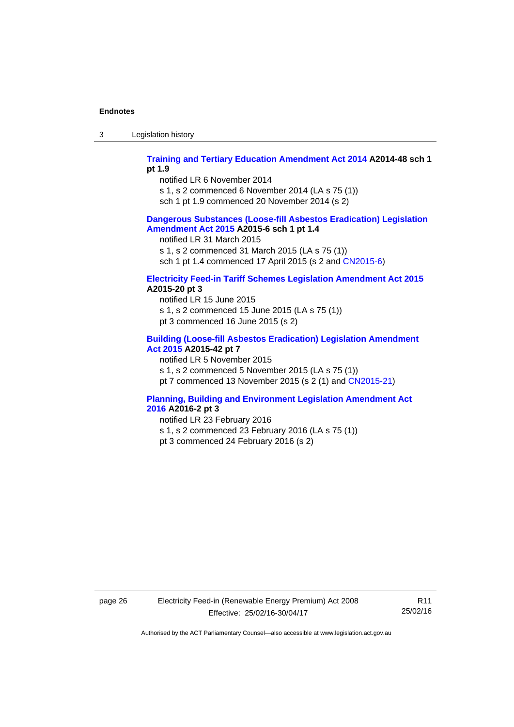**Training and Tertiary Education Amendment Act 2014 A2014-48 sch 1 pt 1.9**

notified LR 6 November 2014

s 1, s 2 commenced 6 November 2014 (LA s 75 (1))

sch 1 pt 1.9 commenced 20 November 2014 (s 2)

**Dangerous Substances (Loose-fill Asbestos Eradication) Legislation Amendment Act 2015 A2015-6 sch 1 pt 1.4**

notified LR 31 March 2015

s 1, s 2 commenced 31 March 2015 (LA s 75 (1))

sch 1 pt 1.4 commenced 17 April 2015 (s 2 and CN2015-6)

**Electricity Feed-in Tariff Schemes Legislation Amendment Act 2015 A2015-20 pt 3**

notified LR 15 June 2015

s 1, s 2 commenced 15 June 2015 (LA s 75 (1))

pt 3 commenced 16 June 2015 (s 2)

**Building (Loose-fill Asbestos Eradication) Legislation Amendment Act 2015 A2015-42 pt 7**

notified LR 5 November 2015

s 1, s 2 commenced 5 November 2015 (LA s 75 (1))

pt 7 commenced 13 November 2015 (s 2 (1) and CN2015-21)

**Planning, Building and Environment Legislation Amendment Act 2016 A2016-2 pt 3**

notified LR 23 February 2016

s 1, s 2 commenced 23 February 2016 (LA s 75 (1))

pt 3 commenced 24 February 2016 (s 2)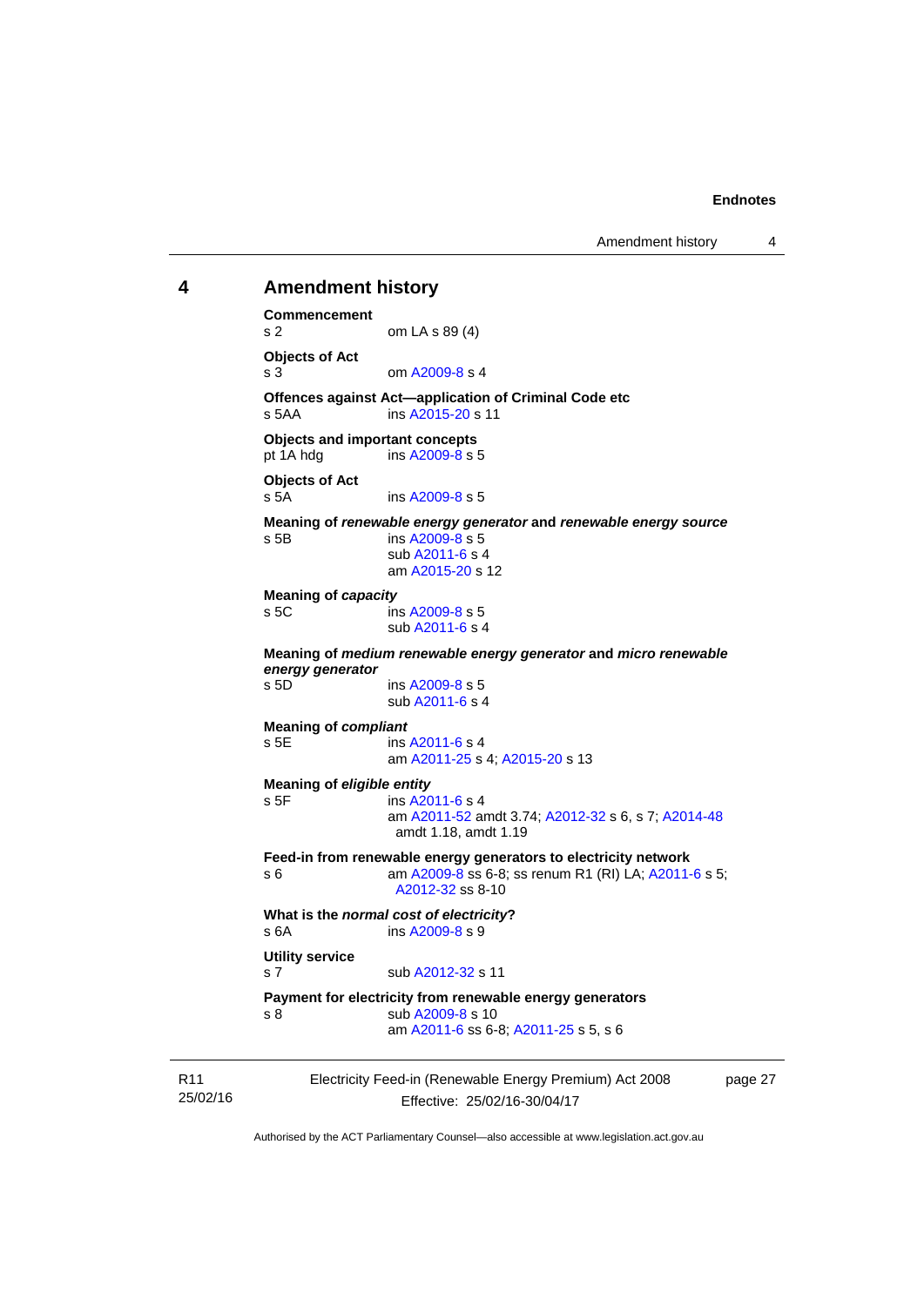## 4 Amendment history

**Commencement**
s 2 om LA s 89 (4)

**Objects of Act**
s 3 om A2009-8 s 4

**Offences against Act—application of Criminal Code etc**
s 5AA ins A2015-20 s 11

**Objects and important concepts**
pt 1A hdg ins A2009-8 s 5

**Objects of Act**
s 5A ins A2009-8 s 5

**Meaning of *renewable energy generator* and *renewable energy source***
s 5B ins A2009-8 s 5
sub A2011-6 s 4
am A2015-20 s 12

**Meaning of *capacity***
s 5C ins A2009-8 s 5
sub A2011-6 s 4

**Meaning of *medium renewable energy generator* and *micro renewable energy generator***
s 5D ins A2009-8 s 5
sub A2011-6 s 4

**Meaning of *compliant***
s 5E ins A2011-6 s 4
am A2011-25 s 4; A2015-20 s 13

**Meaning of *eligible entity***
s 5F ins A2011-6 s 4
am A2011-52 amdt 3.74; A2012-32 s 6, s 7; A2014-48 amdt 1.18, amdt 1.19

**Feed-in from renewable energy generators to electricity network**
s 6 am A2009-8 ss 6-8; ss renum R1 (RI) LA; A2011-6 s 5; A2012-32 ss 8-10

**What is the *normal cost of electricity*?**
s 6A ins A2009-8 s 9

**Utility service**
s 7 sub A2012-32 s 11

**Payment for electricity from renewable energy generators**
s 8 sub A2009-8 s 10
am A2011-6 ss 6-8; A2011-25 s 5, s 6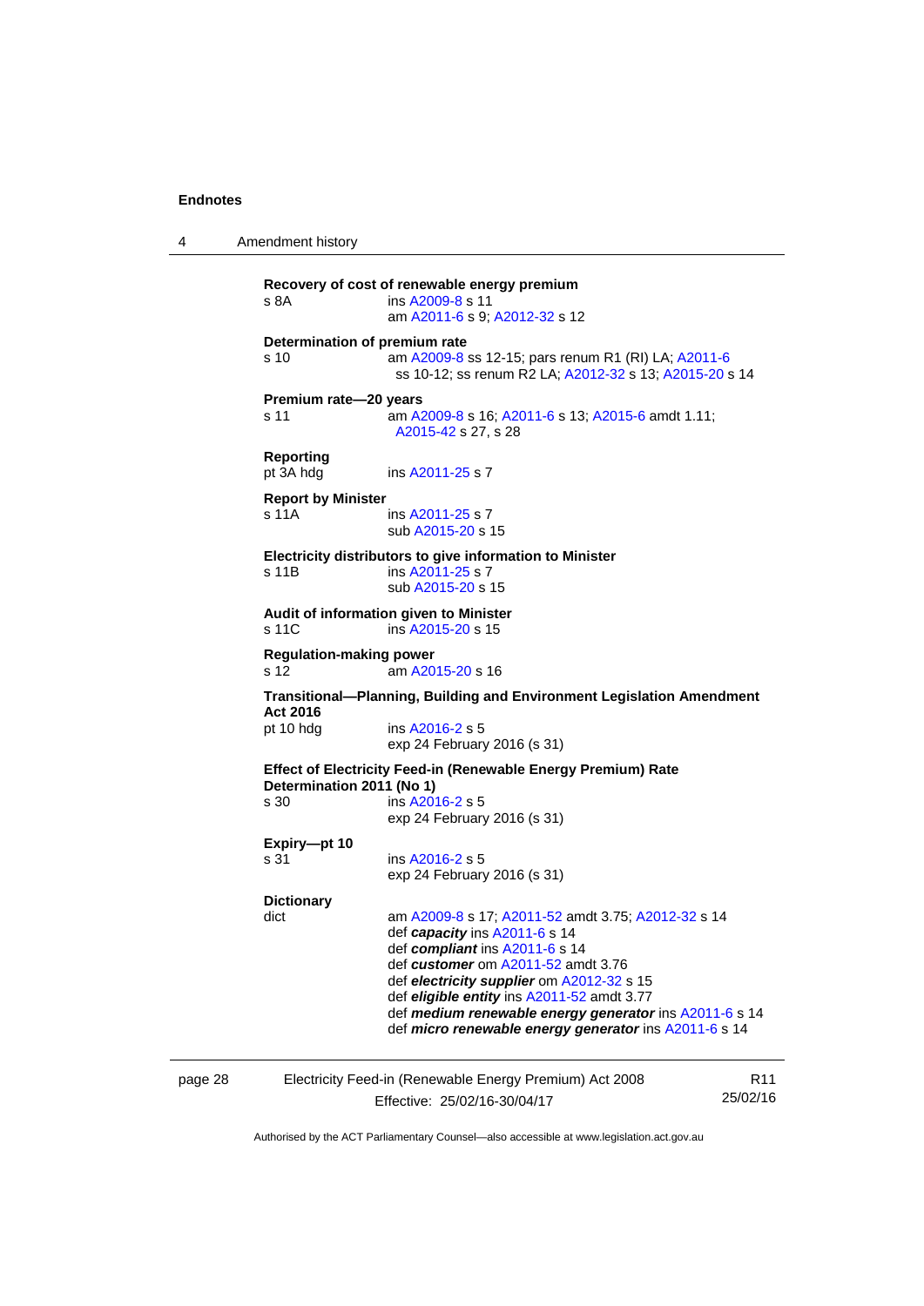**Recovery of cost of renewable energy premium**
s 8A ins A2009-8 s 11
am A2011-6 s 9; A2012-32 s 12

**Determination of premium rate**
s 10 am A2009-8 ss 12-15; pars renum R1 (RI) LA; A2011-6 ss 10-12; ss renum R2 LA; A2012-32 s 13; A2015-20 s 14

**Premium rate—20 years**
s 11 am A2009-8 s 16; A2011-6 s 13; A2015-6 amdt 1.11; A2015-42 s 27, s 28

**Reporting**
pt 3A hdg ins A2011-25 s 7

**Report by Minister**
s 11A ins A2011-25 s 7
sub A2015-20 s 15

**Electricity distributors to give information to Minister**
s 11B ins A2011-25 s 7
sub A2015-20 s 15

**Audit of information given to Minister**
s 11C ins A2015-20 s 15

**Regulation-making power**
s 12 am A2015-20 s 16

**Transitional—Planning, Building and Environment Legislation Amendment Act 2016**
pt 10 hdg ins A2016-2 s 5
exp 24 February 2016 (s 31)

**Effect of Electricity Feed-in (Renewable Energy Premium) Rate Determination 2011 (No 1)**
s 30 ins A2016-2 s 5
exp 24 February 2016 (s 31)

**Expiry—pt 10**
s 31 ins A2016-2 s 5
exp 24 February 2016 (s 31)

**Dictionary**
dict am A2009-8 s 17; A2011-52 amdt 3.75; A2012-32 s 14
def ***capacity*** ins A2011-6 s 14
def ***compliant*** ins A2011-6 s 14
def ***customer*** om A2011-52 amdt 3.76
def ***electricity supplier*** om A2012-32 s 15
def ***eligible entity*** ins A2011-52 amdt 3.77
def ***medium renewable energy generator*** ins A2011-6 s 14
def ***micro renewable energy generator*** ins A2011-6 s 14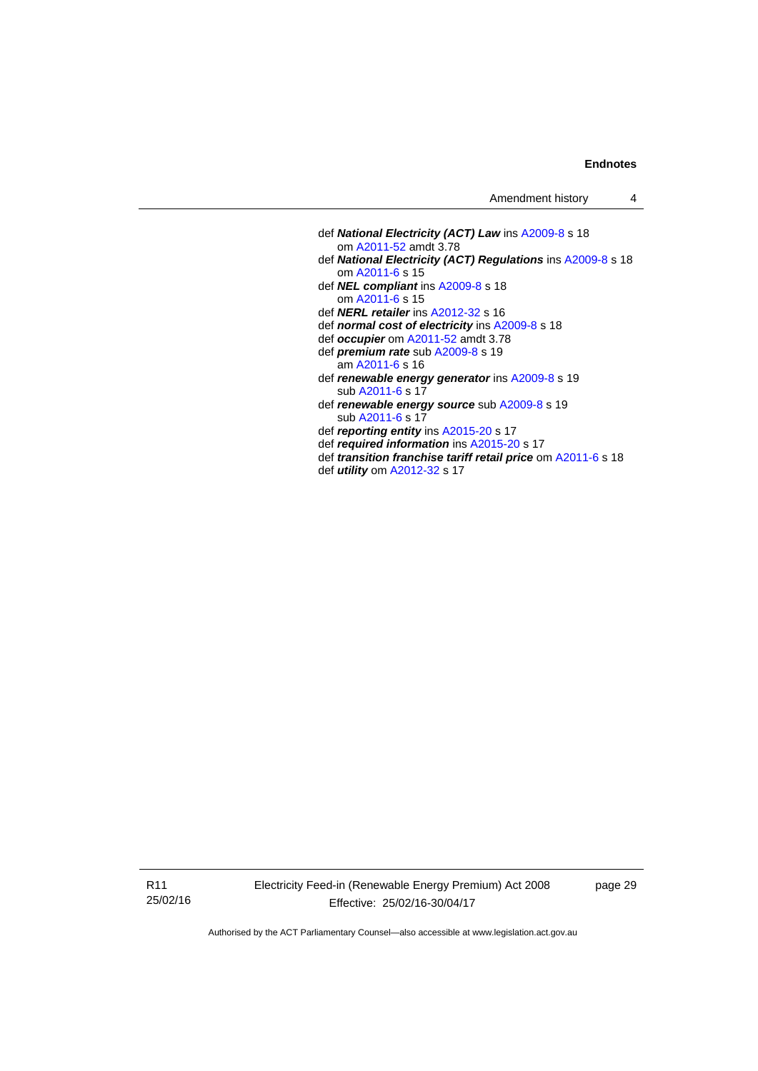def ***National Electricity (ACT) Law*** ins A2009-8 s 18
  om A2011-52 amdt 3.78

def ***National Electricity (ACT) Regulations*** ins A2009-8 s 18
  om A2011-6 s 15

def ***NEL compliant*** ins A2009-8 s 18
  om A2011-6 s 15

def ***NERL retailer*** ins A2012-32 s 16

def ***normal cost of electricity*** ins A2009-8 s 18

def ***occupier*** om A2011-52 amdt 3.78

def ***premium rate*** sub A2009-8 s 19
  am A2011-6 s 16

def ***renewable energy generator*** ins A2009-8 s 19
  sub A2011-6 s 17

def ***renewable energy source*** sub A2009-8 s 19
  sub A2011-6 s 17

def ***reporting entity*** ins A2015-20 s 17

def ***required information*** ins A2015-20 s 17

def ***transition franchise tariff retail price*** om A2011-6 s 18

def ***utility*** om A2012-32 s 17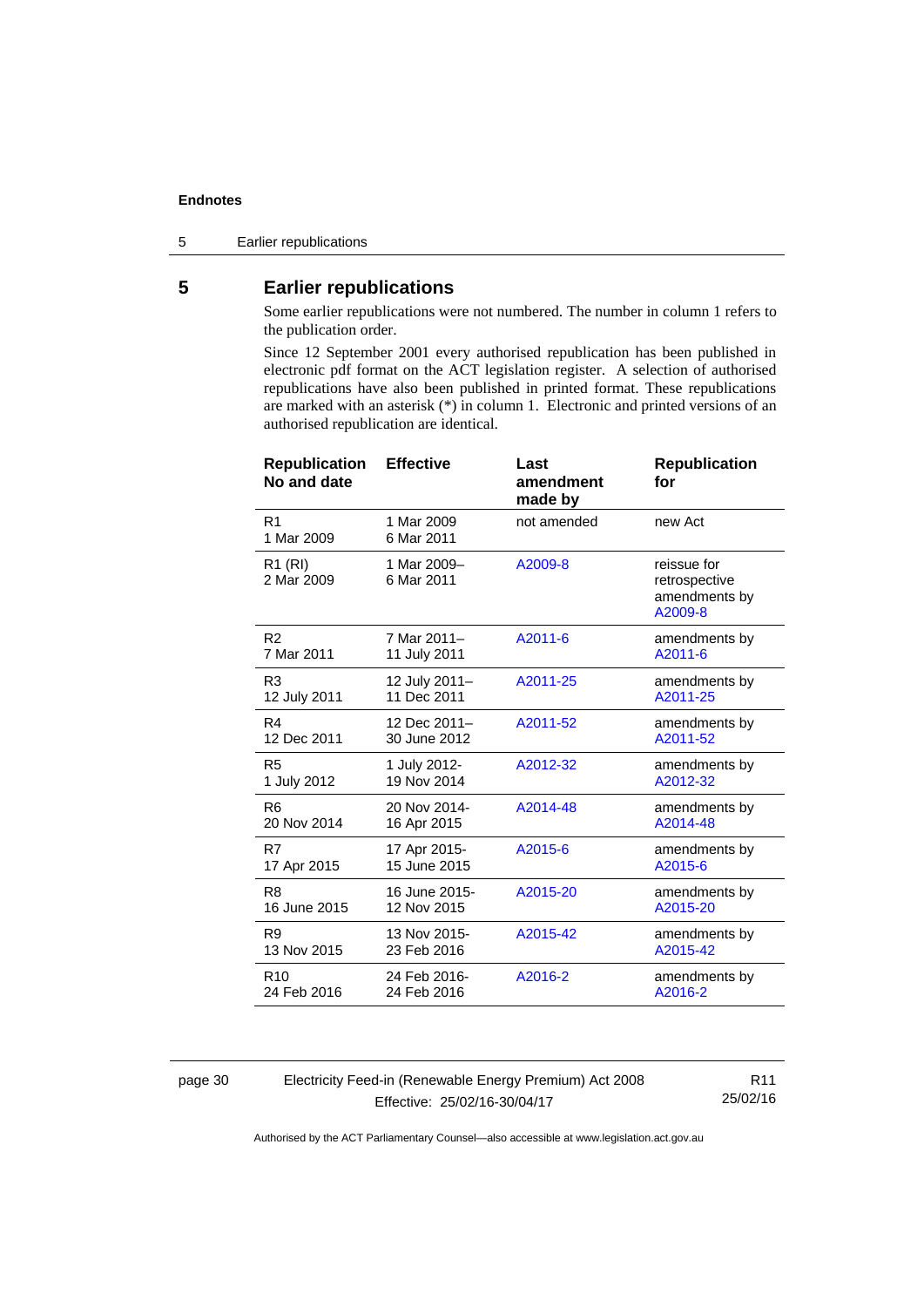## 5 Earlier republications

Some earlier republications were not numbered. The number in column 1 refers to the publication order.

Since 12 September 2001 every authorised republication has been published in electronic pdf format on the ACT legislation register. A selection of authorised republications have also been published in printed format. These republications are marked with an asterisk (*) in column 1. Electronic and printed versions of an authorised republication are identical.

| Republication No and date | Effective | Last amendment made by | Republication for |
|---|---|---|---|
| R1<br>1 Mar 2009 | 1 Mar 2009<br>6 Mar 2011 | not amended | new Act |
| R1 (RI)<br>2 Mar 2009 | 1 Mar 2009–<br>6 Mar 2011 | A2009-8 | reissue for retrospective amendments by A2009-8 |
| R2<br>7 Mar 2011 | 7 Mar 2011–<br>11 July 2011 | A2011-6 | amendments by A2011-6 |
| R3<br>12 July 2011 | 12 July 2011–<br>11 Dec 2011 | A2011-25 | amendments by A2011-25 |
| R4<br>12 Dec 2011 | 12 Dec 2011–<br>30 June 2012 | A2011-52 | amendments by A2011-52 |
| R5<br>1 July 2012 | 1 July 2012-<br>19 Nov 2014 | A2012-32 | amendments by A2012-32 |
| R6<br>20 Nov 2014 | 20 Nov 2014-<br>16 Apr 2015 | A2014-48 | amendments by A2014-48 |
| R7<br>17 Apr 2015 | 17 Apr 2015-<br>15 June 2015 | A2015-6 | amendments by A2015-6 |
| R8<br>16 June 2015 | 16 June 2015-<br>12 Nov 2015 | A2015-20 | amendments by A2015-20 |
| R9<br>13 Nov 2015 | 13 Nov 2015-<br>23 Feb 2016 | A2015-42 | amendments by A2015-42 |
| R10<br>24 Feb 2016 | 24 Feb 2016-<br>24 Feb 2016 | A2016-2 | amendments by A2016-2 |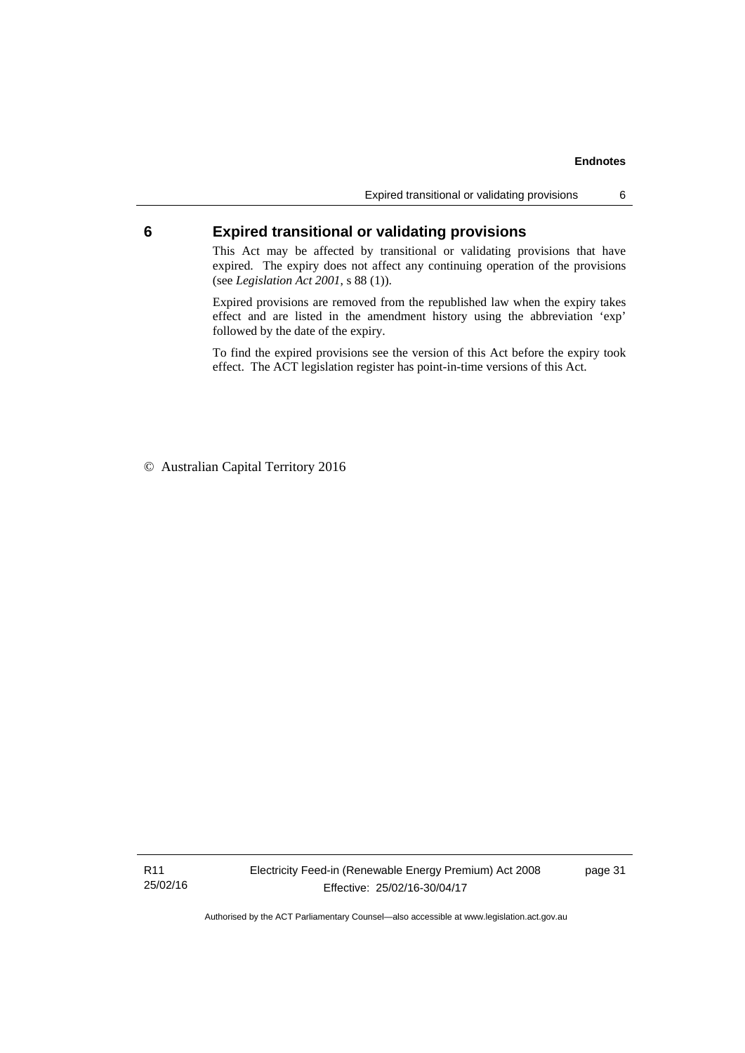## 6 Expired transitional or validating provisions

This Act may be affected by transitional or validating provisions that have expired. The expiry does not affect any continuing operation of the provisions (see *Legislation Act 2001*, s 88 (1)).

Expired provisions are removed from the republished law when the expiry takes effect and are listed in the amendment history using the abbreviation 'exp' followed by the date of the expiry.

To find the expired provisions see the version of this Act before the expiry took effect. The ACT legislation register has point-in-time versions of this Act.

© Australian Capital Territory 2016